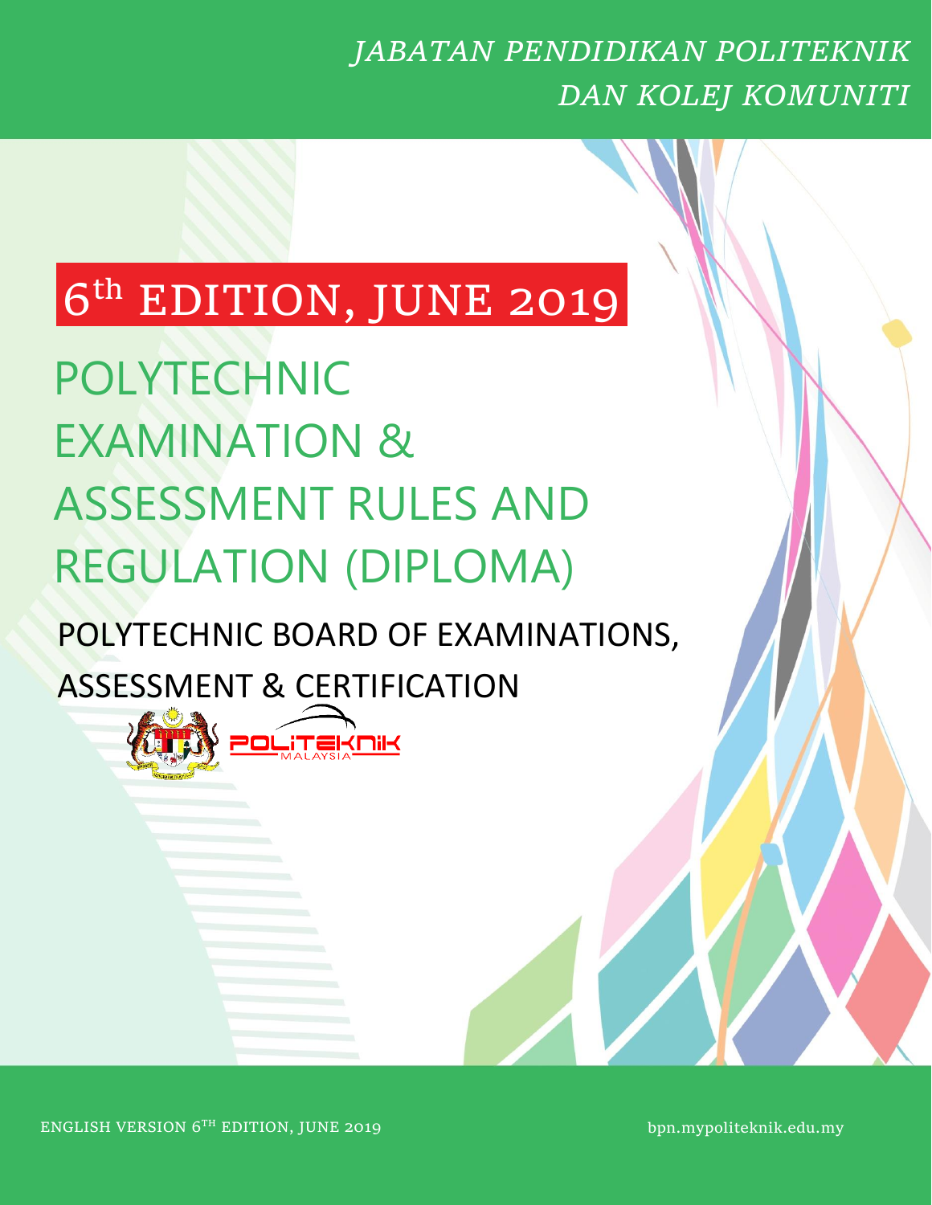*JABATAN PENDIDIKAN POLITEKNIK DAN KOLEJ KOMUNITI*

**6th EDITION, JUNE 2019**

# POLYTECHNIC EXAMINATION & ASSESSMENT RULES AND REGULATION (DIPLOMA)

## POLYTECHNIC BOARD OF EXAMINATIONS, ASSESSMENT & CERTIFICATION

POLITEKNIK MALAYSIA

ENGLISH VERSION 6TH EDITION, JUNE 2019

bpn.mypoliteknik.edu.my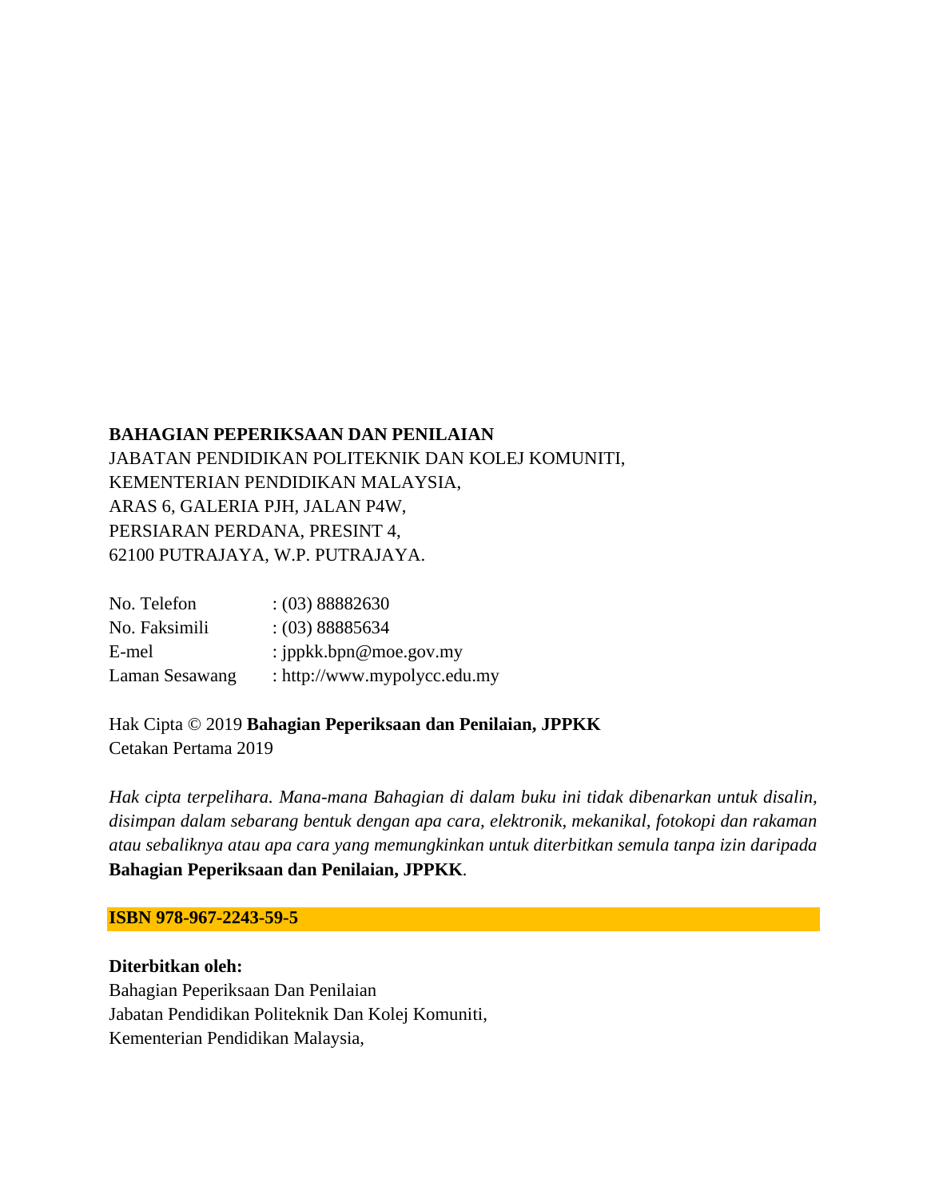**BAHAGIAN PEPERIKSAAN DAN PENILAIAN**
JABATAN PENDIDIKAN POLITEKNIK DAN KOLEJ KOMUNITI,
KEMENTERIAN PENDIDIKAN MALAYSIA,
ARAS 6, GALERIA PJH, JALAN P4W,
PERSIARAN PERDANA, PRESINT 4,
62100 PUTRAJAYA, W.P. PUTRAJAYA.

| | |
|---|---|
| No. Telefon | : (03) 88882630 |
| No. Faksimili | : (03) 88885634 |
| E-mel | : jppkk.bpn@moe.gov.my |
| Laman Sesawang | : http://www.mypolycc.edu.my |

Hak Cipta © 2019 **Bahagian Peperiksaan dan Penilaian, JPPKK**
Cetakan Pertama 2019

*Hak cipta terpelihara. Mana-mana Bahagian di dalam buku ini tidak dibenarkan untuk disalin, disimpan dalam sebarang bentuk dengan apa cara, elektronik, mekanikal, fotokopi dan rakaman atau sebaliknya atau apa cara yang memungkinkan untuk diterbitkan semula tanpa izin daripada* **Bahagian Peperiksaan dan Penilaian, JPPKK**.

**ISBN 978-967-2243-59-5**

**Diterbitkan oleh:**
Bahagian Peperiksaan Dan Penilaian
Jabatan Pendidikan Politeknik Dan Kolej Komuniti,
Kementerian Pendidikan Malaysia,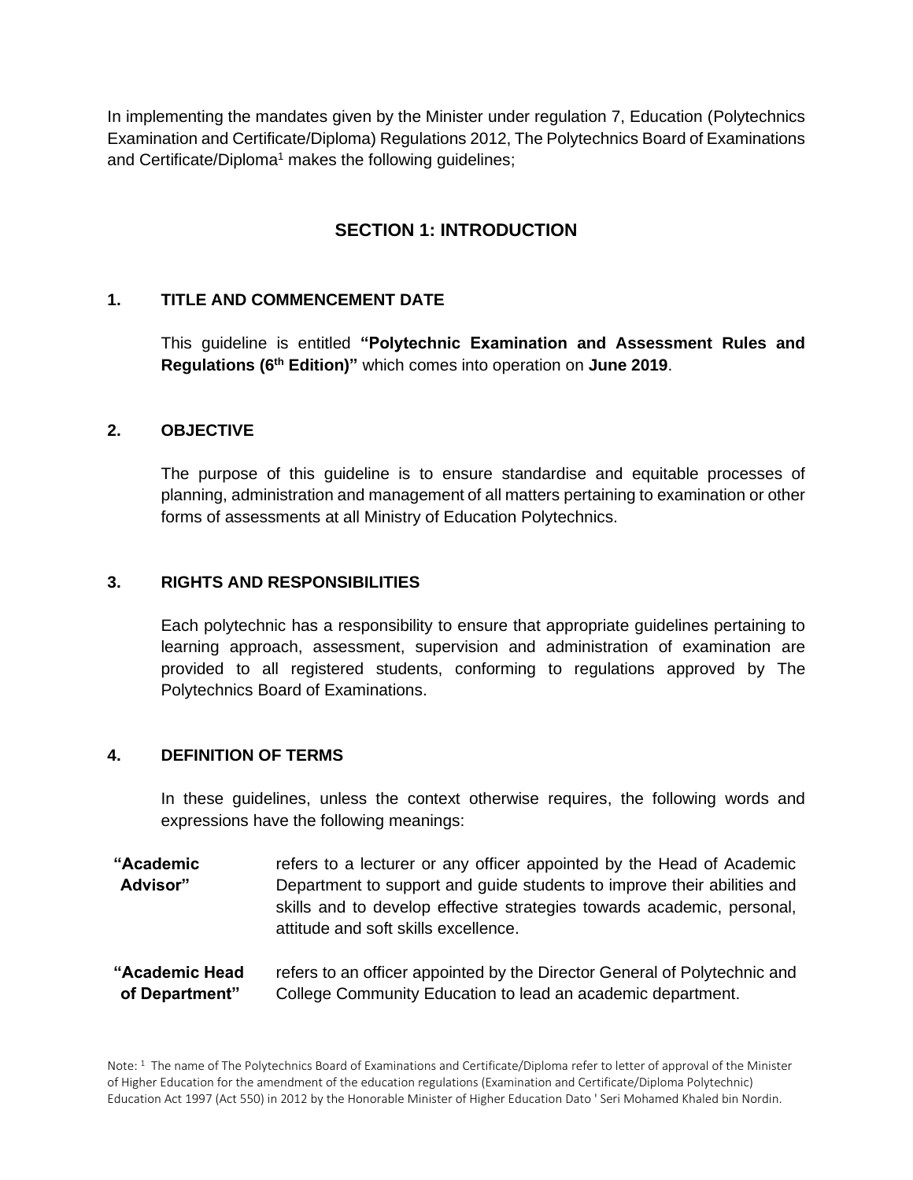In implementing the mandates given by the Minister under regulation 7, Education (Polytechnics Examination and Certificate/Diploma) Regulations 2012, The Polytechnics Board of Examinations and Certificate/Diploma[1] makes the following guidelines;

## SECTION 1: INTRODUCTION

### 1. TITLE AND COMMENCEMENT DATE

This guideline is entitled **"Polytechnic Examination and Assessment Rules and Regulations (6th Edition)"** which comes into operation on **June 2019**.

### 2. OBJECTIVE

The purpose of this guideline is to ensure standardise and equitable processes of planning, administration and management of all matters pertaining to examination or other forms of assessments at all Ministry of Education Polytechnics.

### 3. RIGHTS AND RESPONSIBILITIES

Each polytechnic has a responsibility to ensure that appropriate guidelines pertaining to learning approach, assessment, supervision and administration of examination are provided to all registered students, conforming to regulations approved by The Polytechnics Board of Examinations.

### 4. DEFINITION OF TERMS

In these guidelines, unless the context otherwise requires, the following words and expressions have the following meanings:

**"Academic Advisor"** refers to a lecturer or any officer appointed by the Head of Academic Department to support and guide students to improve their abilities and skills and to develop effective strategies towards academic, personal, attitude and soft skills excellence.

**"Academic Head of Department"** refers to an officer appointed by the Director General of Polytechnic and College Community Education to lead an academic department.

Note: [1] The name of The Polytechnics Board of Examinations and Certificate/Diploma refer to letter of approval of the Minister of Higher Education for the amendment of the education regulations (Examination and Certificate/Diploma Polytechnic) Education Act 1997 (Act 550) in 2012 by the Honorable Minister of Higher Education Dato ' Seri Mohamed Khaled bin Nordin.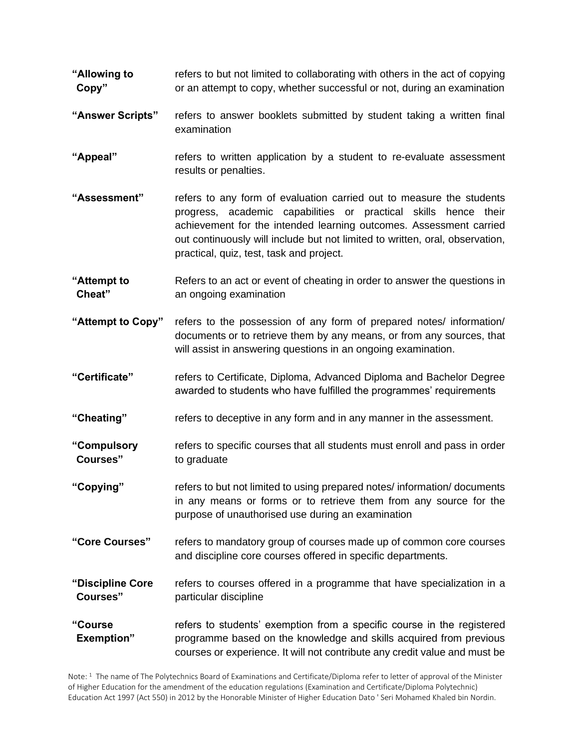**"Allowing to Copy"** refers to but not limited to collaborating with others in the act of copying or an attempt to copy, whether successful or not, during an examination

**"Answer Scripts"** refers to answer booklets submitted by student taking a written final examination

**"Appeal"** refers to written application by a student to re-evaluate assessment results or penalties.

**"Assessment"** refers to any form of evaluation carried out to measure the students progress, academic capabilities or practical skills hence their achievement for the intended learning outcomes. Assessment carried out continuously will include but not limited to written, oral, observation, practical, quiz, test, task and project.

**"Attempt to Cheat"** Refers to an act or event of cheating in order to answer the questions in an ongoing examination

**"Attempt to Copy"** refers to the possession of any form of prepared notes/ information/ documents or to retrieve them by any means, or from any sources, that will assist in answering questions in an ongoing examination.

**"Certificate"** refers to Certificate, Diploma, Advanced Diploma and Bachelor Degree awarded to students who have fulfilled the programmes' requirements

**"Cheating"** refers to deceptive in any form and in any manner in the assessment.

**"Compulsory Courses"** refers to specific courses that all students must enroll and pass in order to graduate

**"Copying"** refers to but not limited to using prepared notes/ information/ documents in any means or forms or to retrieve them from any source for the purpose of unauthorised use during an examination

**"Core Courses"** refers to mandatory group of courses made up of common core courses and discipline core courses offered in specific departments.

**"Discipline Core Courses"** refers to courses offered in a programme that have specialization in a particular discipline

**"Course Exemption"** refers to students' exemption from a specific course in the registered programme based on the knowledge and skills acquired from previous courses or experience. It will not contribute any credit value and must be

Note: [1] The name of The Polytechnics Board of Examinations and Certificate/Diploma refer to letter of approval of the Minister of Higher Education for the amendment of the education regulations (Examination and Certificate/Diploma Polytechnic) Education Act 1997 (Act 550) in 2012 by the Honorable Minister of Higher Education Dato ' Seri Mohamed Khaled bin Nordin.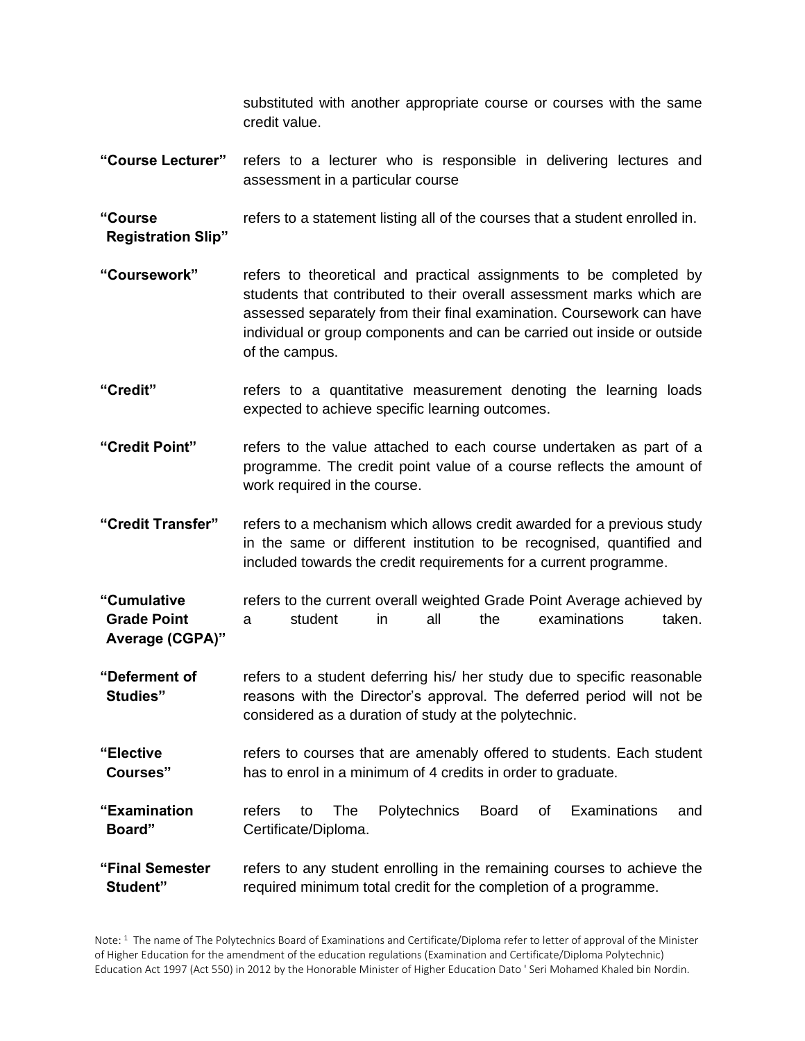substituted with another appropriate course or courses with the same credit value.

**"Course Lecturer"** refers to a lecturer who is responsible in delivering lectures and assessment in a particular course

**"Course Registration Slip"** refers to a statement listing all of the courses that a student enrolled in.

**"Coursework"** refers to theoretical and practical assignments to be completed by students that contributed to their overall assessment marks which are assessed separately from their final examination. Coursework can have individual or group components and can be carried out inside or outside of the campus.

**"Credit"** refers to a quantitative measurement denoting the learning loads expected to achieve specific learning outcomes.

**"Credit Point"** refers to the value attached to each course undertaken as part of a programme. The credit point value of a course reflects the amount of work required in the course.

**"Credit Transfer"** refers to a mechanism which allows credit awarded for a previous study in the same or different institution to be recognised, quantified and included towards the credit requirements for a current programme.

**"Cumulative Grade Point Average (CGPA)"** refers to the current overall weighted Grade Point Average achieved by a student in all the examinations taken.

**"Deferment of Studies"** refers to a student deferring his/ her study due to specific reasonable reasons with the Director's approval. The deferred period will not be considered as a duration of study at the polytechnic.

**"Elective Courses"** refers to courses that are amenably offered to students. Each student has to enrol in a minimum of 4 credits in order to graduate.

**"Examination Board"** refers to The Polytechnics Board of Examinations and Certificate/Diploma.

**"Final Semester Student"** refers to any student enrolling in the remaining courses to achieve the required minimum total credit for the completion of a programme.

Note: [1] The name of The Polytechnics Board of Examinations and Certificate/Diploma refer to letter of approval of the Minister of Higher Education for the amendment of the education regulations (Examination and Certificate/Diploma Polytechnic) Education Act 1997 (Act 550) in 2012 by the Honorable Minister of Higher Education Dato ' Seri Mohamed Khaled bin Nordin.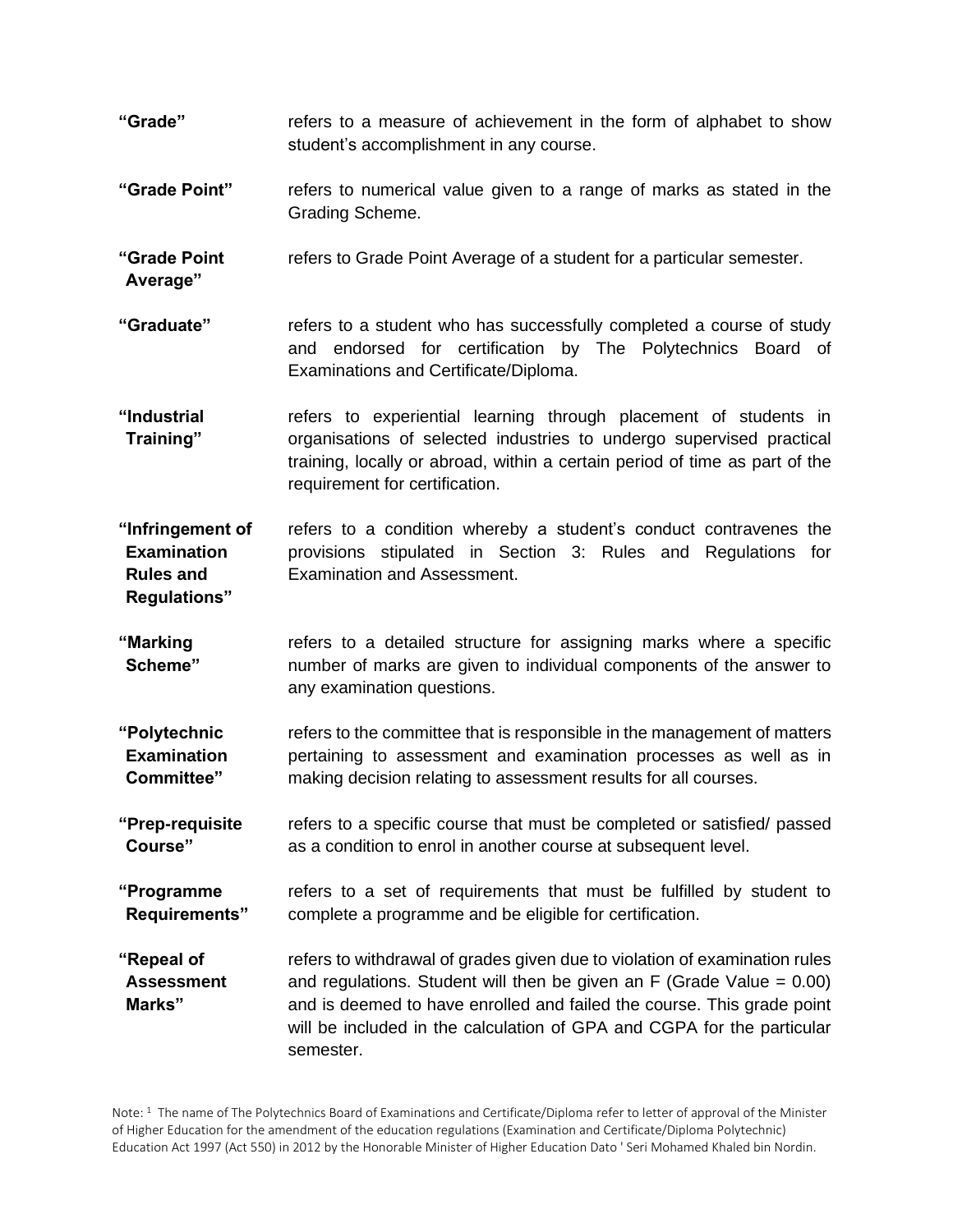| | |
|---|---|
| **"Grade"** | refers to a measure of achievement in the form of alphabet to show student's accomplishment in any course. |
| **"Grade Point"** | refers to numerical value given to a range of marks as stated in the Grading Scheme. |
| **"Grade Point Average"** | refers to Grade Point Average of a student for a particular semester. |
| **"Graduate"** | refers to a student who has successfully completed a course of study and endorsed for certification by The Polytechnics Board of Examinations and Certificate/Diploma. |
| **"Industrial Training"** | refers to experiential learning through placement of students in organisations of selected industries to undergo supervised practical training, locally or abroad, within a certain period of time as part of the requirement for certification. |
| **"Infringement of Examination Rules and Regulations"** | refers to a condition whereby a student's conduct contravenes the provisions stipulated in Section 3: Rules and Regulations for Examination and Assessment. |
| **"Marking Scheme"** | refers to a detailed structure for assigning marks where a specific number of marks are given to individual components of the answer to any examination questions. |
| **"Polytechnic Examination Committee"** | refers to the committee that is responsible in the management of matters pertaining to assessment and examination processes as well as in making decision relating to assessment results for all courses. |
| **"Prep-requisite Course"** | refers to a specific course that must be completed or satisfied/ passed as a condition to enrol in another course at subsequent level. |
| **"Programme Requirements"** | refers to a set of requirements that must be fulfilled by student to complete a programme and be eligible for certification. |
| **"Repeal of Assessment Marks"** | refers to withdrawal of grades given due to violation of examination rules and regulations. Student will then be given an F (Grade Value = 0.00) and is deemed to have enrolled and failed the course. This grade point will be included in the calculation of GPA and CGPA for the particular semester. |

Note: [1] The name of The Polytechnics Board of Examinations and Certificate/Diploma refer to letter of approval of the Minister of Higher Education for the amendment of the education regulations (Examination and Certificate/Diploma Polytechnic) Education Act 1997 (Act 550) in 2012 by the Honorable Minister of Higher Education Dato ' Seri Mohamed Khaled bin Nordin.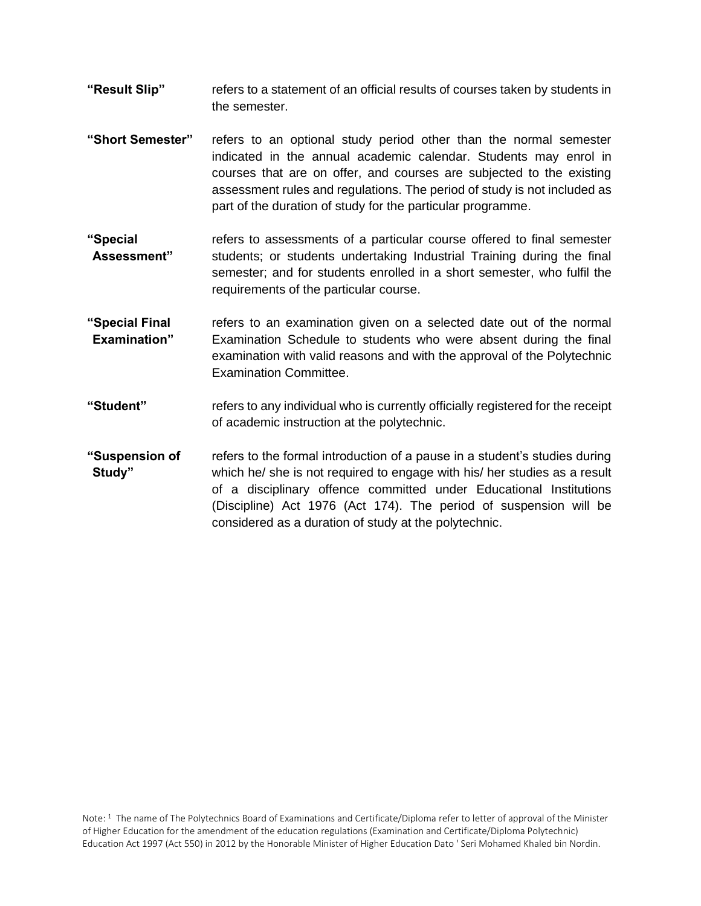**"Result Slip"** refers to a statement of an official results of courses taken by students in the semester.

**"Short Semester"** refers to an optional study period other than the normal semester indicated in the annual academic calendar. Students may enrol in courses that are on offer, and courses are subjected to the existing assessment rules and regulations. The period of study is not included as part of the duration of study for the particular programme.

**"Special Assessment"** refers to assessments of a particular course offered to final semester students; or students undertaking Industrial Training during the final semester; and for students enrolled in a short semester, who fulfil the requirements of the particular course.

**"Special Final Examination"** refers to an examination given on a selected date out of the normal Examination Schedule to students who were absent during the final examination with valid reasons and with the approval of the Polytechnic Examination Committee.

**"Student"** refers to any individual who is currently officially registered for the receipt of academic instruction at the polytechnic.

**"Suspension of Study"** refers to the formal introduction of a pause in a student's studies during which he/ she is not required to engage with his/ her studies as a result of a disciplinary offence committed under Educational Institutions (Discipline) Act 1976 (Act 174). The period of suspension will be considered as a duration of study at the polytechnic.

Note: [1] The name of The Polytechnics Board of Examinations and Certificate/Diploma refer to letter of approval of the Minister of Higher Education for the amendment of the education regulations (Examination and Certificate/Diploma Polytechnic) Education Act 1997 (Act 550) in 2012 by the Honorable Minister of Higher Education Dato ' Seri Mohamed Khaled bin Nordin.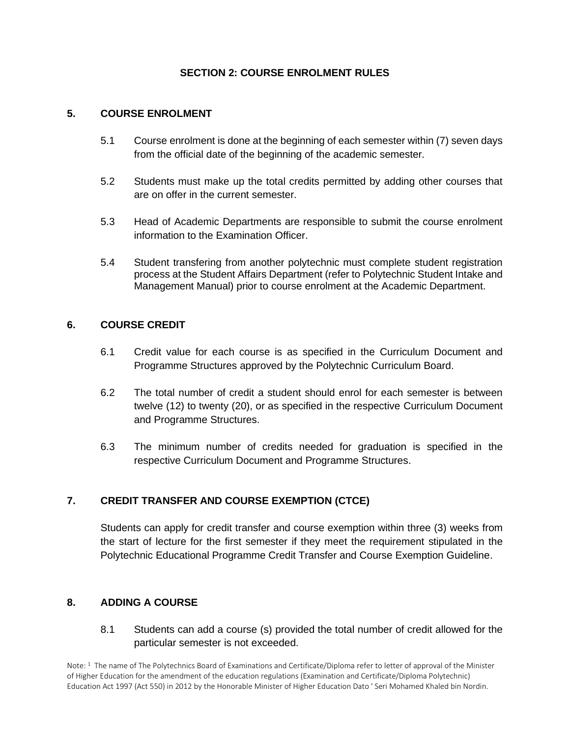## SECTION 2: COURSE ENROLMENT RULES

### 5. COURSE ENROLMENT

5.1 Course enrolment is done at the beginning of each semester within (7) seven days from the official date of the beginning of the academic semester.

5.2 Students must make up the total credits permitted by adding other courses that are on offer in the current semester.

5.3 Head of Academic Departments are responsible to submit the course enrolment information to the Examination Officer.

5.4 Student transfering from another polytechnic must complete student registration process at the Student Affairs Department (refer to Polytechnic Student Intake and Management Manual) prior to course enrolment at the Academic Department.

### 6. COURSE CREDIT

6.1 Credit value for each course is as specified in the Curriculum Document and Programme Structures approved by the Polytechnic Curriculum Board.

6.2 The total number of credit a student should enrol for each semester is between twelve (12) to twenty (20), or as specified in the respective Curriculum Document and Programme Structures.

6.3 The minimum number of credits needed for graduation is specified in the respective Curriculum Document and Programme Structures.

### 7. CREDIT TRANSFER AND COURSE EXEMPTION (CTCE)

Students can apply for credit transfer and course exemption within three (3) weeks from the start of lecture for the first semester if they meet the requirement stipulated in the Polytechnic Educational Programme Credit Transfer and Course Exemption Guideline.

### 8. ADDING A COURSE

8.1 Students can add a course (s) provided the total number of credit allowed for the particular semester is not exceeded.

Note: [1] The name of The Polytechnics Board of Examinations and Certificate/Diploma refer to letter of approval of the Minister of Higher Education for the amendment of the education regulations (Examination and Certificate/Diploma Polytechnic) Education Act 1997 (Act 550) in 2012 by the Honorable Minister of Higher Education Dato ' Seri Mohamed Khaled bin Nordin.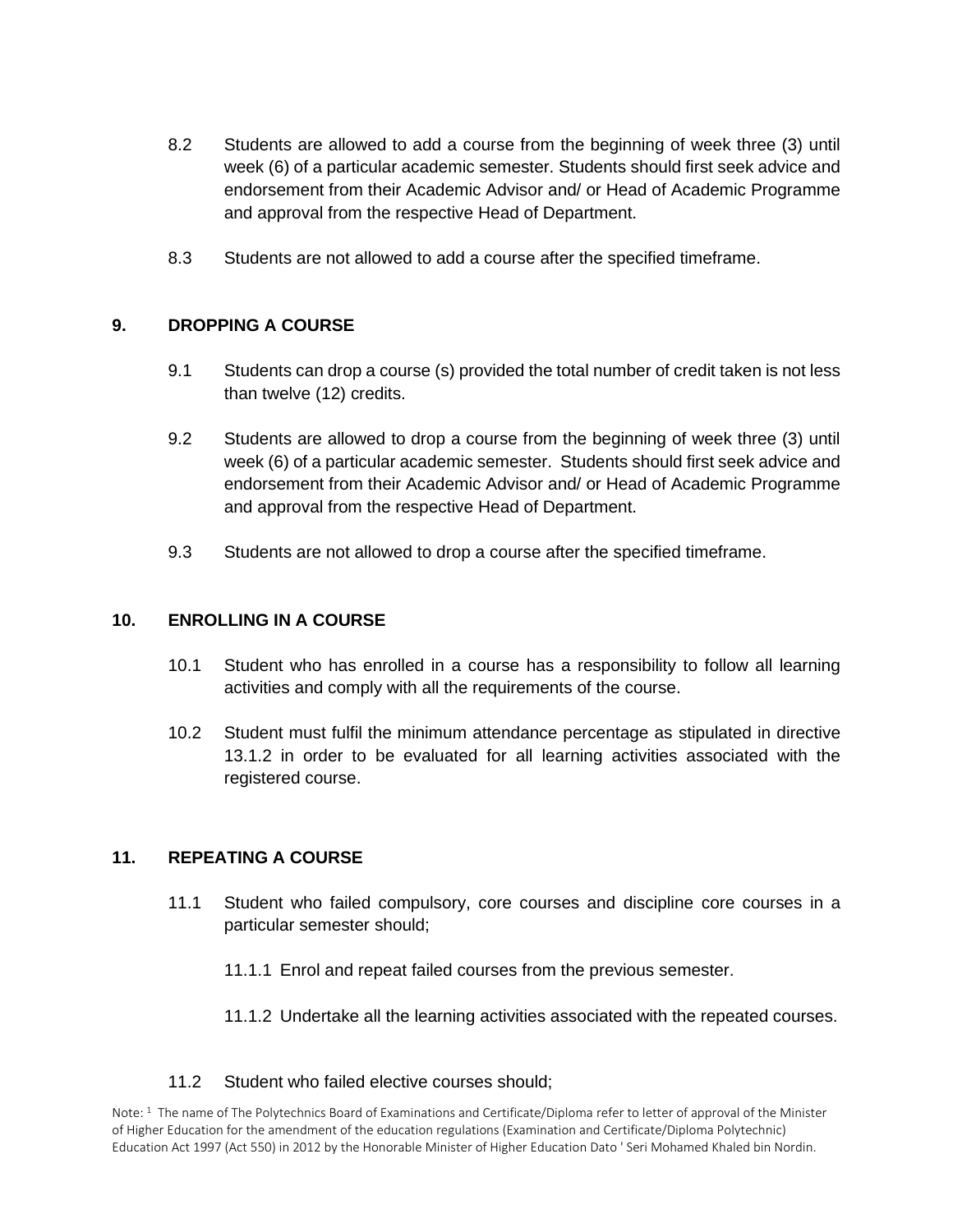8.2 Students are allowed to add a course from the beginning of week three (3) until week (6) of a particular academic semester. Students should first seek advice and endorsement from their Academic Advisor and/ or Head of Academic Programme and approval from the respective Head of Department.

8.3 Students are not allowed to add a course after the specified timeframe.

## 9. DROPPING A COURSE

9.1 Students can drop a course (s) provided the total number of credit taken is not less than twelve (12) credits.

9.2 Students are allowed to drop a course from the beginning of week three (3) until week (6) of a particular academic semester. Students should first seek advice and endorsement from their Academic Advisor and/ or Head of Academic Programme and approval from the respective Head of Department.

9.3 Students are not allowed to drop a course after the specified timeframe.

## 10. ENROLLING IN A COURSE

10.1 Student who has enrolled in a course has a responsibility to follow all learning activities and comply with all the requirements of the course.

10.2 Student must fulfil the minimum attendance percentage as stipulated in directive 13.1.2 in order to be evaluated for all learning activities associated with the registered course.

## 11. REPEATING A COURSE

11.1 Student who failed compulsory, core courses and discipline core courses in a particular semester should;

11.1.1 Enrol and repeat failed courses from the previous semester.

11.1.2 Undertake all the learning activities associated with the repeated courses.

11.2 Student who failed elective courses should;

Note: [1] The name of The Polytechnics Board of Examinations and Certificate/Diploma refer to letter of approval of the Minister of Higher Education for the amendment of the education regulations (Examination and Certificate/Diploma Polytechnic) Education Act 1997 (Act 550) in 2012 by the Honorable Minister of Higher Education Dato ' Seri Mohamed Khaled bin Nordin.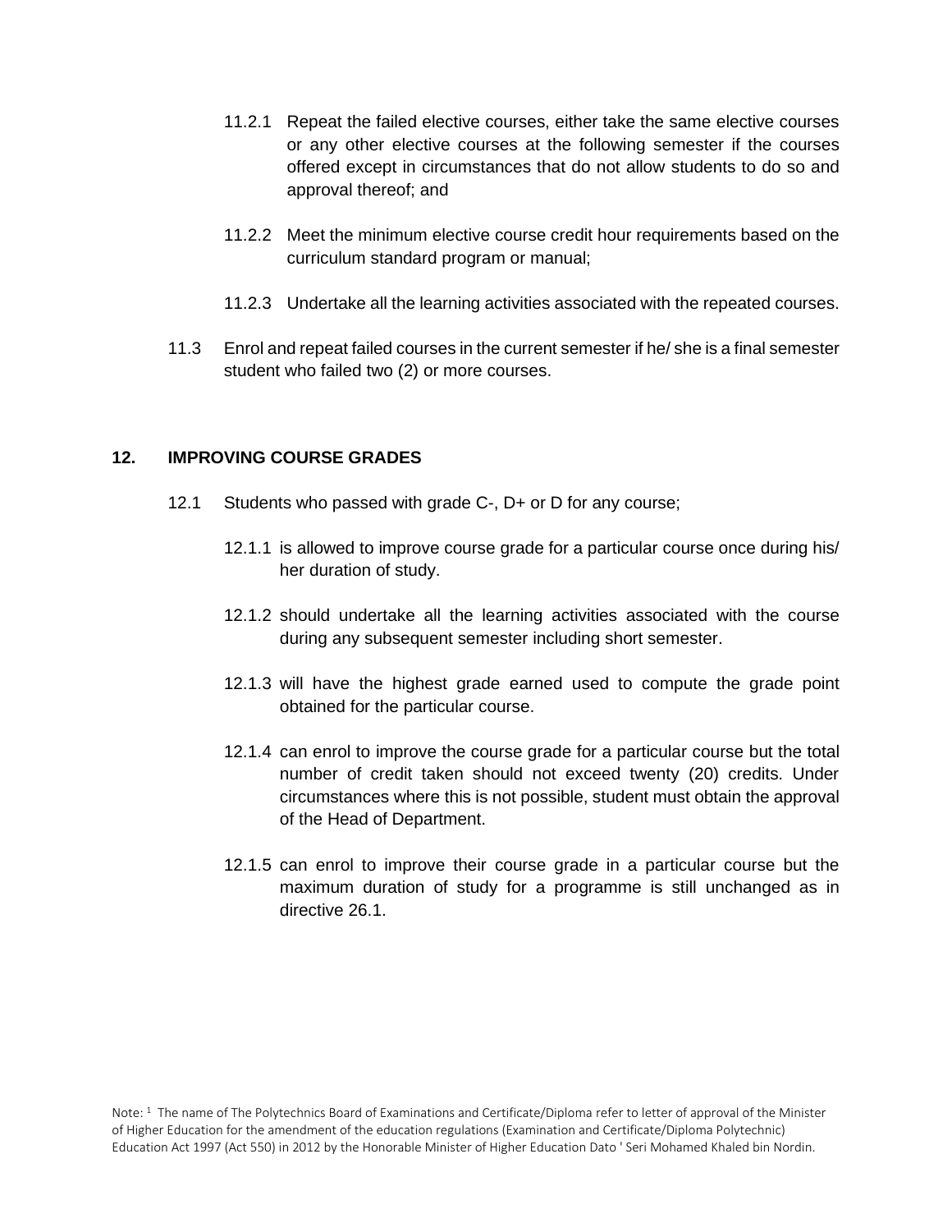11.2.1 Repeat the failed elective courses, either take the same elective courses or any other elective courses at the following semester if the courses offered except in circumstances that do not allow students to do so and approval thereof; and

11.2.2 Meet the minimum elective course credit hour requirements based on the curriculum standard program or manual;

11.2.3 Undertake all the learning activities associated with the repeated courses.

11.3 Enrol and repeat failed courses in the current semester if he/ she is a final semester student who failed two (2) or more courses.

## 12. IMPROVING COURSE GRADES

12.1 Students who passed with grade C-, D+ or D for any course;

12.1.1 is allowed to improve course grade for a particular course once during his/ her duration of study.

12.1.2 should undertake all the learning activities associated with the course during any subsequent semester including short semester.

12.1.3 will have the highest grade earned used to compute the grade point obtained for the particular course.

12.1.4 can enrol to improve the course grade for a particular course but the total number of credit taken should not exceed twenty (20) credits. Under circumstances where this is not possible, student must obtain the approval of the Head of Department.

12.1.5 can enrol to improve their course grade in a particular course but the maximum duration of study for a programme is still unchanged as in directive 26.1.

Note: [1] The name of The Polytechnics Board of Examinations and Certificate/Diploma refer to letter of approval of the Minister of Higher Education for the amendment of the education regulations (Examination and Certificate/Diploma Polytechnic) Education Act 1997 (Act 550) in 2012 by the Honorable Minister of Higher Education Dato ' Seri Mohamed Khaled bin Nordin.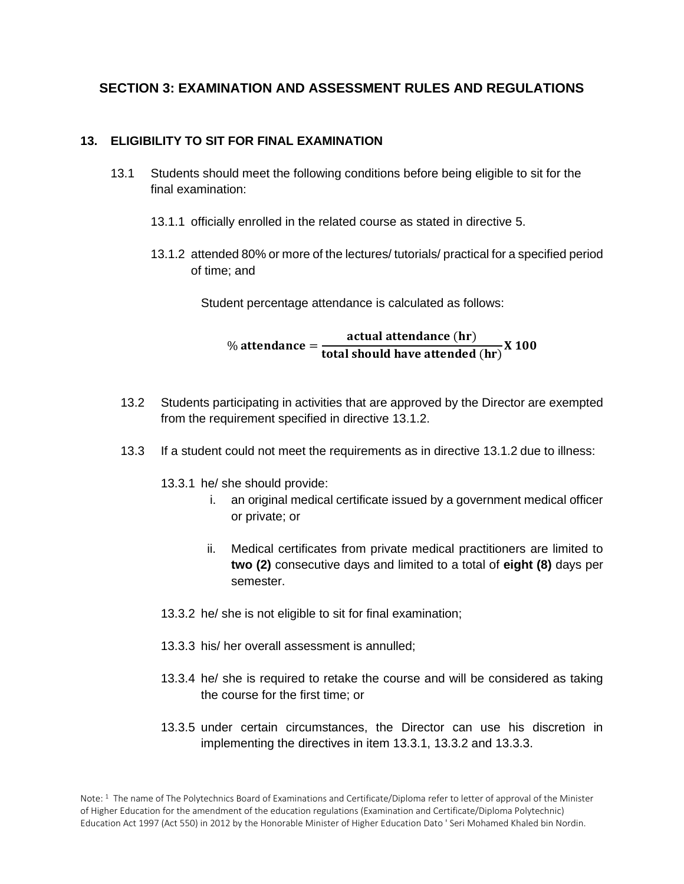## SECTION 3: EXAMINATION AND ASSESSMENT RULES AND REGULATIONS

### 13. ELIGIBILITY TO SIT FOR FINAL EXAMINATION

13.1 Students should meet the following conditions before being eligible to sit for the final examination:

13.1.1 officially enrolled in the related course as stated in directive 5.

13.1.2 attended 80% or more of the lectures/ tutorials/ practical for a specified period of time; and

Student percentage attendance is calculated as follows:

$$\% \textbf{ attendance} = \frac{\textbf{actual attendance (hr)}}{\textbf{total should have attended (hr)}} \textbf{X 100}$$

13.2 Students participating in activities that are approved by the Director are exempted from the requirement specified in directive 13.1.2.

13.3 If a student could not meet the requirements as in directive 13.1.2 due to illness:

13.3.1 he/ she should provide:

i. an original medical certificate issued by a government medical officer or private; or

ii. Medical certificates from private medical practitioners are limited to **two (2)** consecutive days and limited to a total of **eight (8)** days per semester.

13.3.2 he/ she is not eligible to sit for final examination;

13.3.3 his/ her overall assessment is annulled;

13.3.4 he/ she is required to retake the course and will be considered as taking the course for the first time; or

13.3.5 under certain circumstances, the Director can use his discretion in implementing the directives in item 13.3.1, 13.3.2 and 13.3.3.

Note: [1] The name of The Polytechnics Board of Examinations and Certificate/Diploma refer to letter of approval of the Minister of Higher Education for the amendment of the education regulations (Examination and Certificate/Diploma Polytechnic) Education Act 1997 (Act 550) in 2012 by the Honorable Minister of Higher Education Dato ' Seri Mohamed Khaled bin Nordin.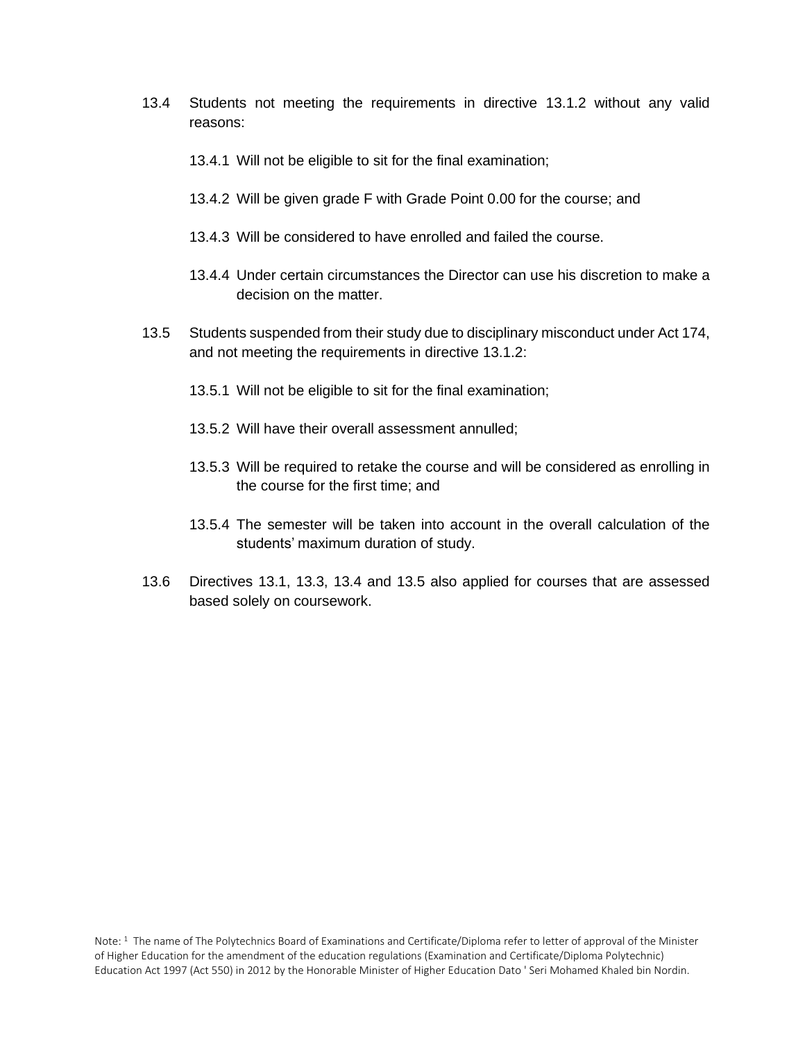13.4 Students not meeting the requirements in directive 13.1.2 without any valid reasons:

13.4.1 Will not be eligible to sit for the final examination;

13.4.2 Will be given grade F with Grade Point 0.00 for the course; and

13.4.3 Will be considered to have enrolled and failed the course.

13.4.4 Under certain circumstances the Director can use his discretion to make a decision on the matter.

13.5 Students suspended from their study due to disciplinary misconduct under Act 174, and not meeting the requirements in directive 13.1.2:

13.5.1 Will not be eligible to sit for the final examination;

13.5.2 Will have their overall assessment annulled;

13.5.3 Will be required to retake the course and will be considered as enrolling in the course for the first time; and

13.5.4 The semester will be taken into account in the overall calculation of the students' maximum duration of study.

13.6 Directives 13.1, 13.3, 13.4 and 13.5 also applied for courses that are assessed based solely on coursework.

Note: [1] The name of The Polytechnics Board of Examinations and Certificate/Diploma refer to letter of approval of the Minister of Higher Education for the amendment of the education regulations (Examination and Certificate/Diploma Polytechnic) Education Act 1997 (Act 550) in 2012 by the Honorable Minister of Higher Education Dato ' Seri Mohamed Khaled bin Nordin.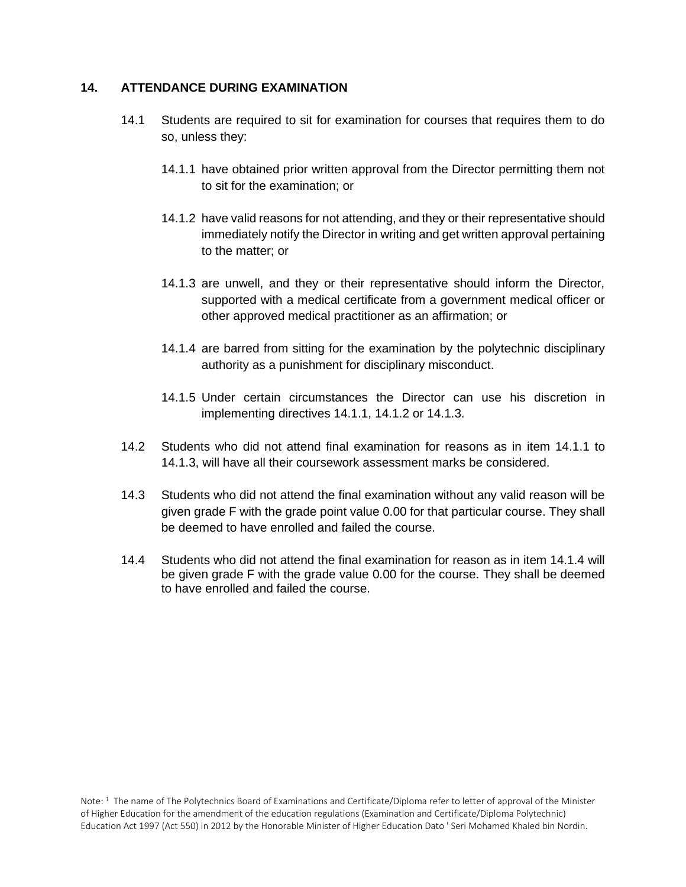## 14. ATTENDANCE DURING EXAMINATION

14.1 Students are required to sit for examination for courses that requires them to do so, unless they:

14.1.1 have obtained prior written approval from the Director permitting them not to sit for the examination; or

14.1.2 have valid reasons for not attending, and they or their representative should immediately notify the Director in writing and get written approval pertaining to the matter; or

14.1.3 are unwell, and they or their representative should inform the Director, supported with a medical certificate from a government medical officer or other approved medical practitioner as an affirmation; or

14.1.4 are barred from sitting for the examination by the polytechnic disciplinary authority as a punishment for disciplinary misconduct.

14.1.5 Under certain circumstances the Director can use his discretion in implementing directives 14.1.1, 14.1.2 or 14.1.3.

14.2 Students who did not attend final examination for reasons as in item 14.1.1 to 14.1.3, will have all their coursework assessment marks be considered.

14.3 Students who did not attend the final examination without any valid reason will be given grade F with the grade point value 0.00 for that particular course. They shall be deemed to have enrolled and failed the course.

14.4 Students who did not attend the final examination for reason as in item 14.1.4 will be given grade F with the grade value 0.00 for the course. They shall be deemed to have enrolled and failed the course.

Note: [1] The name of The Polytechnics Board of Examinations and Certificate/Diploma refer to letter of approval of the Minister of Higher Education for the amendment of the education regulations (Examination and Certificate/Diploma Polytechnic) Education Act 1997 (Act 550) in 2012 by the Honorable Minister of Higher Education Dato ' Seri Mohamed Khaled bin Nordin.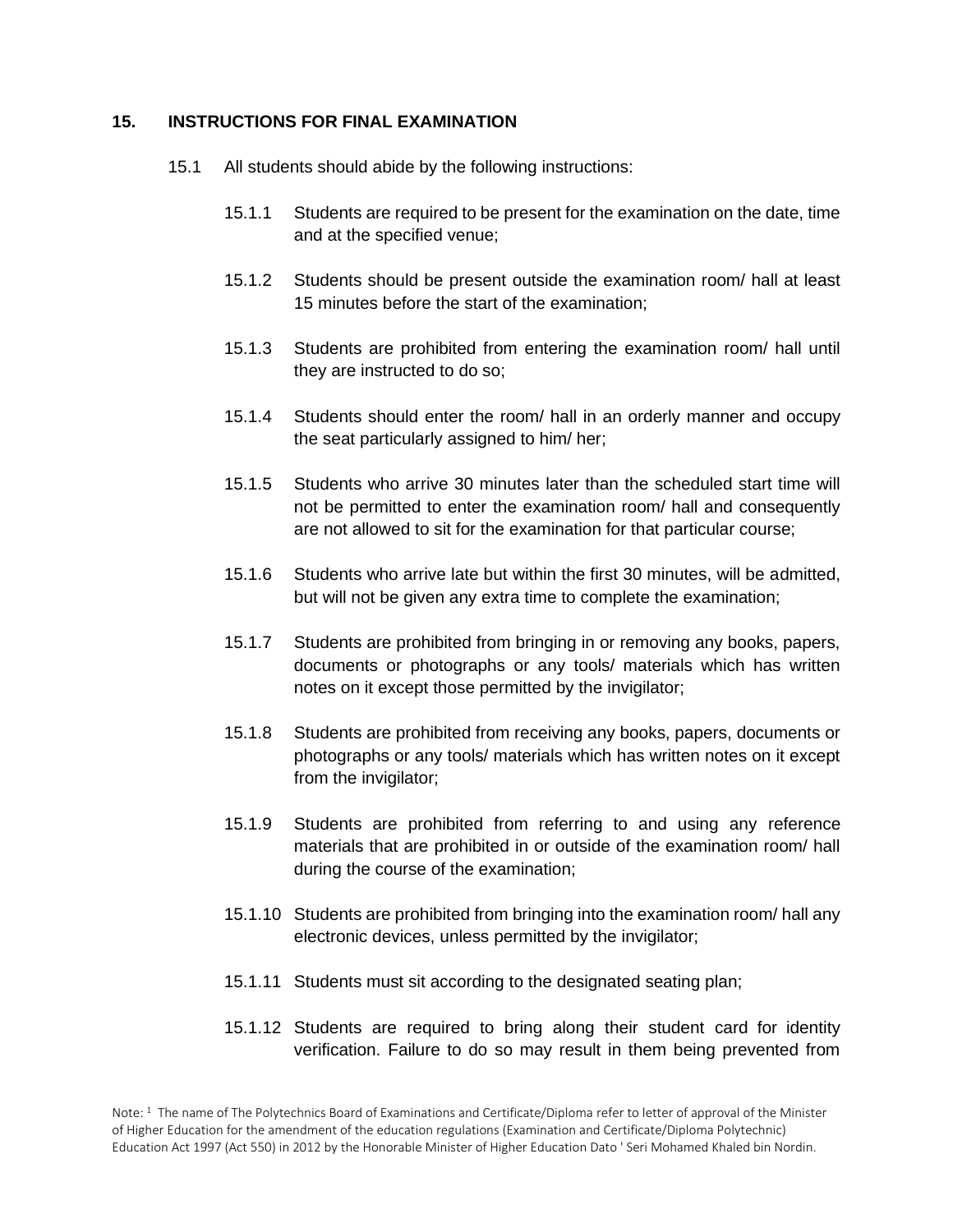## 15. INSTRUCTIONS FOR FINAL EXAMINATION

15.1 All students should abide by the following instructions:

15.1.1 Students are required to be present for the examination on the date, time and at the specified venue;

15.1.2 Students should be present outside the examination room/ hall at least 15 minutes before the start of the examination;

15.1.3 Students are prohibited from entering the examination room/ hall until they are instructed to do so;

15.1.4 Students should enter the room/ hall in an orderly manner and occupy the seat particularly assigned to him/ her;

15.1.5 Students who arrive 30 minutes later than the scheduled start time will not be permitted to enter the examination room/ hall and consequently are not allowed to sit for the examination for that particular course;

15.1.6 Students who arrive late but within the first 30 minutes, will be admitted, but will not be given any extra time to complete the examination;

15.1.7 Students are prohibited from bringing in or removing any books, papers, documents or photographs or any tools/ materials which has written notes on it except those permitted by the invigilator;

15.1.8 Students are prohibited from receiving any books, papers, documents or photographs or any tools/ materials which has written notes on it except from the invigilator;

15.1.9 Students are prohibited from referring to and using any reference materials that are prohibited in or outside of the examination room/ hall during the course of the examination;

15.1.10 Students are prohibited from bringing into the examination room/ hall any electronic devices, unless permitted by the invigilator;

15.1.11 Students must sit according to the designated seating plan;

15.1.12 Students are required to bring along their student card for identity verification. Failure to do so may result in them being prevented from

Note: [1] The name of The Polytechnics Board of Examinations and Certificate/Diploma refer to letter of approval of the Minister of Higher Education for the amendment of the education regulations (Examination and Certificate/Diploma Polytechnic) Education Act 1997 (Act 550) in 2012 by the Honorable Minister of Higher Education Dato ' Seri Mohamed Khaled bin Nordin.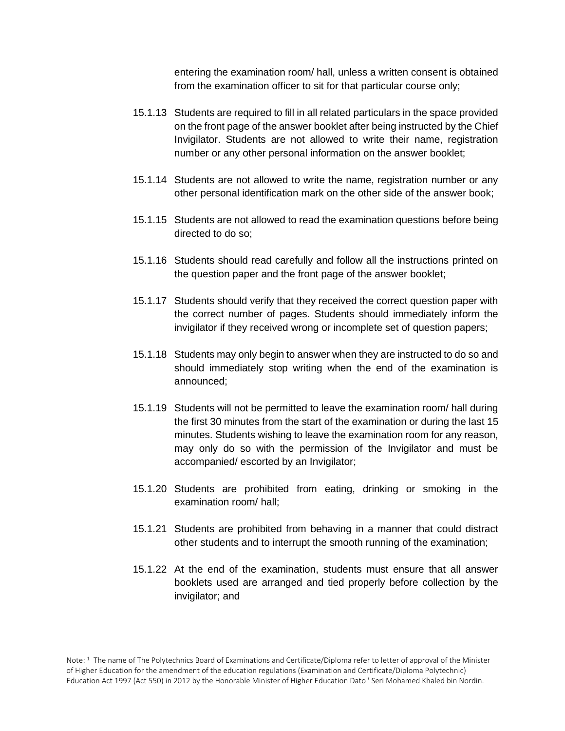entering the examination room/ hall, unless a written consent is obtained from the examination officer to sit for that particular course only;

15.1.13 Students are required to fill in all related particulars in the space provided on the front page of the answer booklet after being instructed by the Chief Invigilator. Students are not allowed to write their name, registration number or any other personal information on the answer booklet;

15.1.14 Students are not allowed to write the name, registration number or any other personal identification mark on the other side of the answer book;

15.1.15 Students are not allowed to read the examination questions before being directed to do so;

15.1.16 Students should read carefully and follow all the instructions printed on the question paper and the front page of the answer booklet;

15.1.17 Students should verify that they received the correct question paper with the correct number of pages. Students should immediately inform the invigilator if they received wrong or incomplete set of question papers;

15.1.18 Students may only begin to answer when they are instructed to do so and should immediately stop writing when the end of the examination is announced;

15.1.19 Students will not be permitted to leave the examination room/ hall during the first 30 minutes from the start of the examination or during the last 15 minutes. Students wishing to leave the examination room for any reason, may only do so with the permission of the Invigilator and must be accompanied/ escorted by an Invigilator;

15.1.20 Students are prohibited from eating, drinking or smoking in the examination room/ hall;

15.1.21 Students are prohibited from behaving in a manner that could distract other students and to interrupt the smooth running of the examination;

15.1.22 At the end of the examination, students must ensure that all answer booklets used are arranged and tied properly before collection by the invigilator; and

Note: [1] The name of The Polytechnics Board of Examinations and Certificate/Diploma refer to letter of approval of the Minister of Higher Education for the amendment of the education regulations (Examination and Certificate/Diploma Polytechnic) Education Act 1997 (Act 550) in 2012 by the Honorable Minister of Higher Education Dato ' Seri Mohamed Khaled bin Nordin.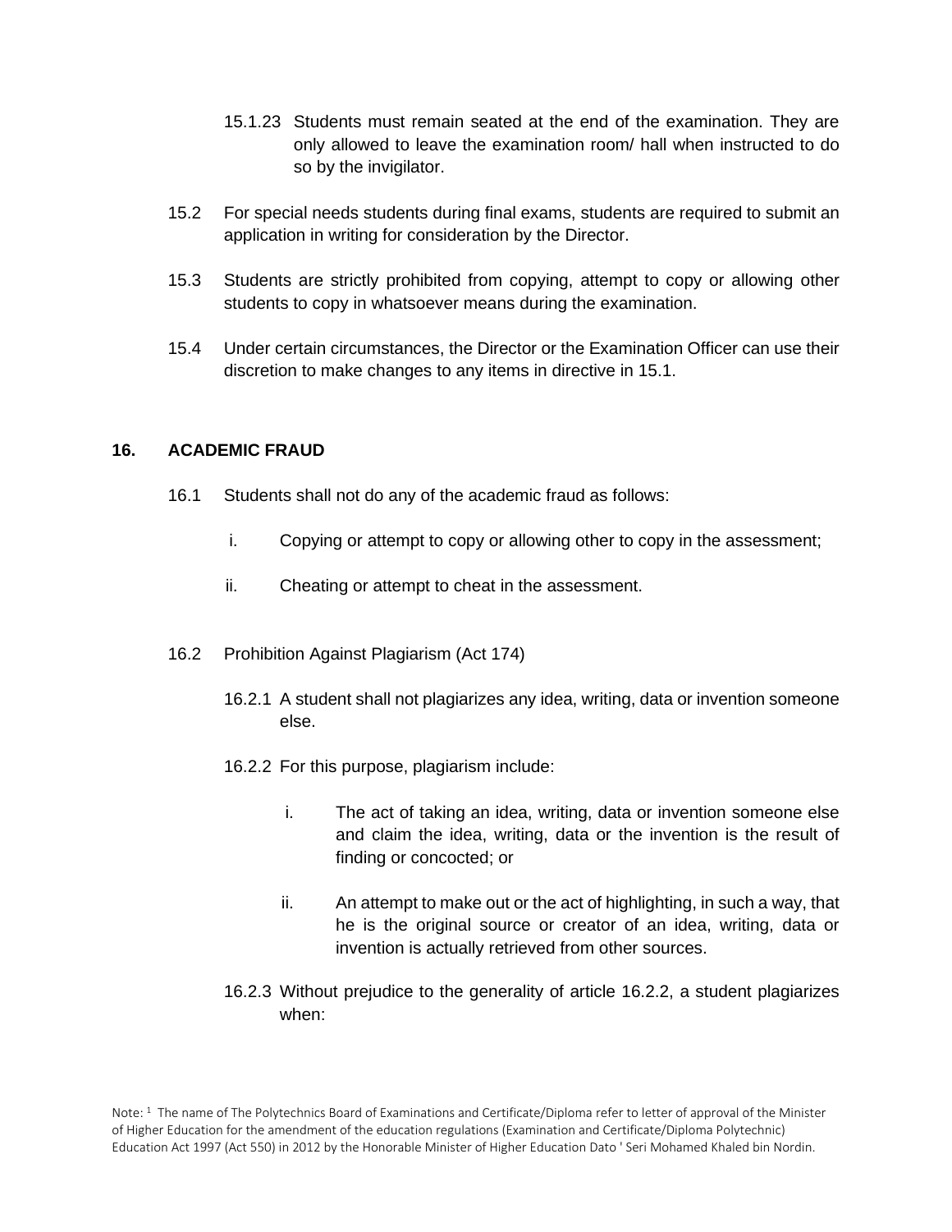15.1.23 Students must remain seated at the end of the examination. They are only allowed to leave the examination room/ hall when instructed to do so by the invigilator.

15.2 For special needs students during final exams, students are required to submit an application in writing for consideration by the Director.

15.3 Students are strictly prohibited from copying, attempt to copy or allowing other students to copy in whatsoever means during the examination.

15.4 Under certain circumstances, the Director or the Examination Officer can use their discretion to make changes to any items in directive in 15.1.

## 16. ACADEMIC FRAUD

16.1 Students shall not do any of the academic fraud as follows:

i. Copying or attempt to copy or allowing other to copy in the assessment;

ii. Cheating or attempt to cheat in the assessment.

16.2 Prohibition Against Plagiarism (Act 174)

16.2.1 A student shall not plagiarizes any idea, writing, data or invention someone else.

16.2.2 For this purpose, plagiarism include:

i. The act of taking an idea, writing, data or invention someone else and claim the idea, writing, data or the invention is the result of finding or concocted; or

ii. An attempt to make out or the act of highlighting, in such a way, that he is the original source or creator of an idea, writing, data or invention is actually retrieved from other sources.

16.2.3 Without prejudice to the generality of article 16.2.2, a student plagiarizes when:

Note: [1] The name of The Polytechnics Board of Examinations and Certificate/Diploma refer to letter of approval of the Minister of Higher Education for the amendment of the education regulations (Examination and Certificate/Diploma Polytechnic) Education Act 1997 (Act 550) in 2012 by the Honorable Minister of Higher Education Dato ' Seri Mohamed Khaled bin Nordin.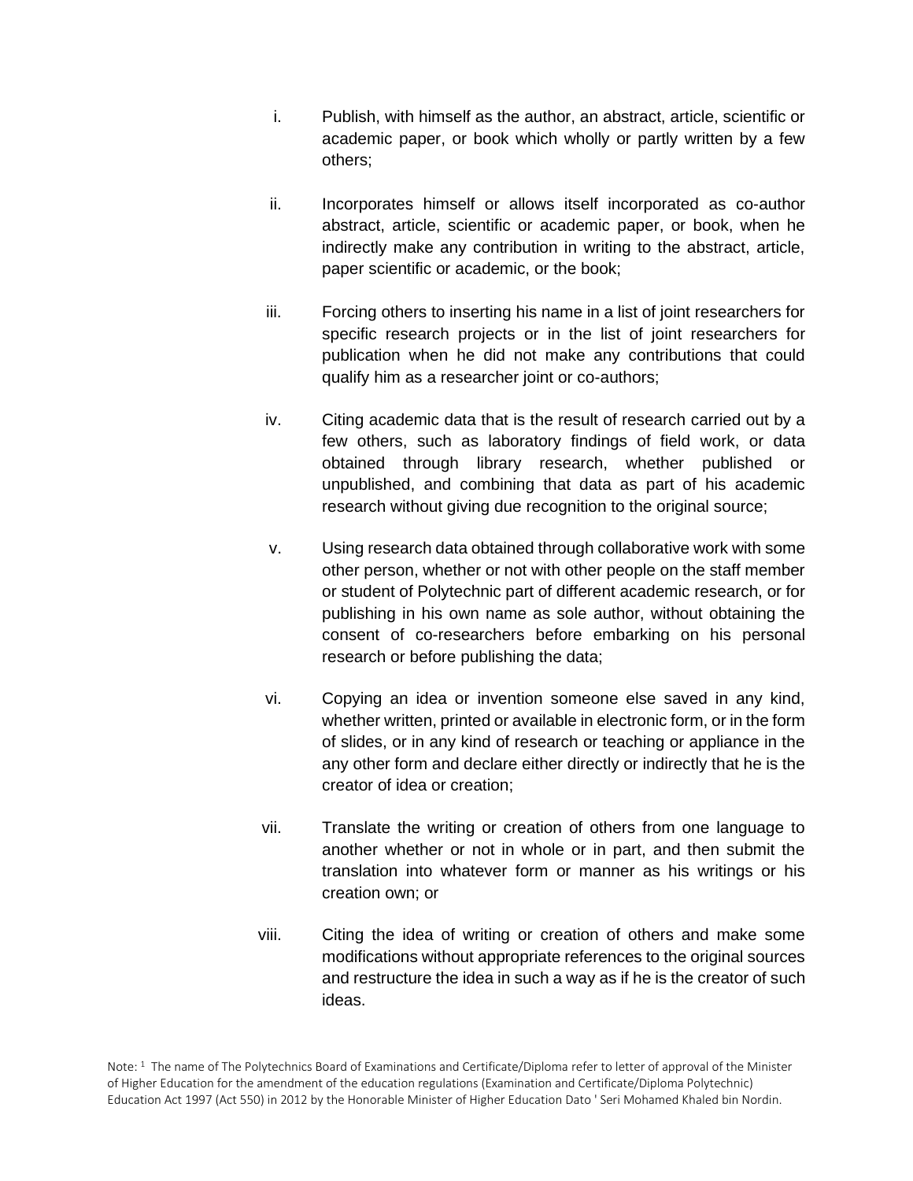i. Publish, with himself as the author, an abstract, article, scientific or academic paper, or book which wholly or partly written by a few others;

ii. Incorporates himself or allows itself incorporated as co-author abstract, article, scientific or academic paper, or book, when he indirectly make any contribution in writing to the abstract, article, paper scientific or academic, or the book;

iii. Forcing others to inserting his name in a list of joint researchers for specific research projects or in the list of joint researchers for publication when he did not make any contributions that could qualify him as a researcher joint or co-authors;

iv. Citing academic data that is the result of research carried out by a few others, such as laboratory findings of field work, or data obtained through library research, whether published or unpublished, and combining that data as part of his academic research without giving due recognition to the original source;

v. Using research data obtained through collaborative work with some other person, whether or not with other people on the staff member or student of Polytechnic part of different academic research, or for publishing in his own name as sole author, without obtaining the consent of co-researchers before embarking on his personal research or before publishing the data;

vi. Copying an idea or invention someone else saved in any kind, whether written, printed or available in electronic form, or in the form of slides, or in any kind of research or teaching or appliance in the any other form and declare either directly or indirectly that he is the creator of idea or creation;

vii. Translate the writing or creation of others from one language to another whether or not in whole or in part, and then submit the translation into whatever form or manner as his writings or his creation own; or

viii. Citing the idea of writing or creation of others and make some modifications without appropriate references to the original sources and restructure the idea in such a way as if he is the creator of such ideas.

Note: [1] The name of The Polytechnics Board of Examinations and Certificate/Diploma refer to letter of approval of the Minister of Higher Education for the amendment of the education regulations (Examination and Certificate/Diploma Polytechnic) Education Act 1997 (Act 550) in 2012 by the Honorable Minister of Higher Education Dato ' Seri Mohamed Khaled bin Nordin.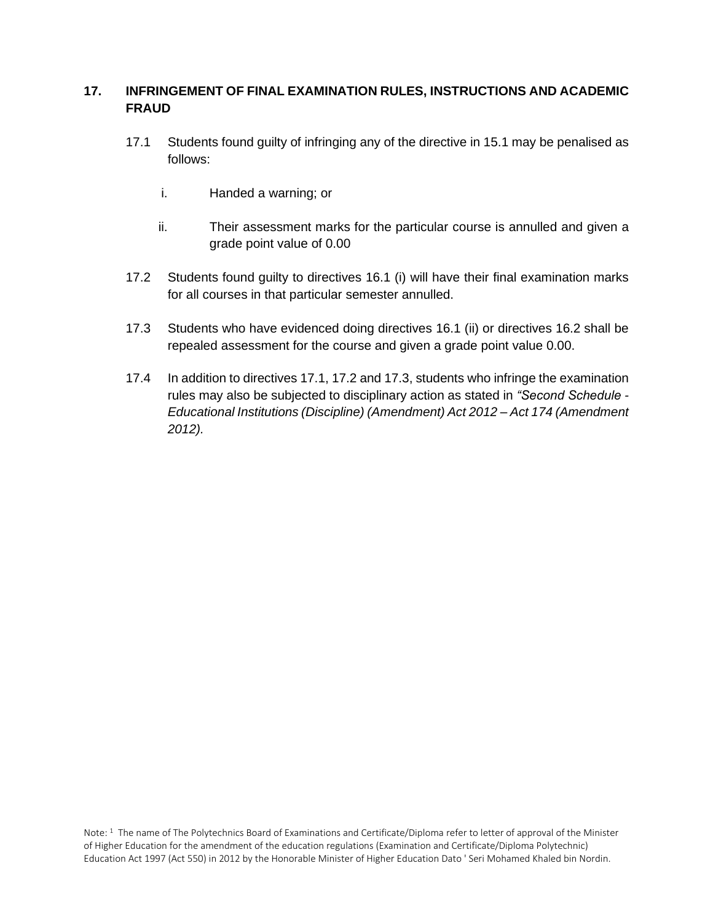## 17. INFRINGEMENT OF FINAL EXAMINATION RULES, INSTRUCTIONS AND ACADEMIC FRAUD

17.1 Students found guilty of infringing any of the directive in 15.1 may be penalised as follows:

i. Handed a warning; or

ii. Their assessment marks for the particular course is annulled and given a grade point value of 0.00

17.2 Students found guilty to directives 16.1 (i) will have their final examination marks for all courses in that particular semester annulled.

17.3 Students who have evidenced doing directives 16.1 (ii) or directives 16.2 shall be repealed assessment for the course and given a grade point value 0.00.

17.4 In addition to directives 17.1, 17.2 and 17.3, students who infringe the examination rules may also be subjected to disciplinary action as stated in *"Second Schedule - Educational Institutions (Discipline) (Amendment) Act 2012 – Act 174 (Amendment 2012).*

Note: [1] The name of The Polytechnics Board of Examinations and Certificate/Diploma refer to letter of approval of the Minister of Higher Education for the amendment of the education regulations (Examination and Certificate/Diploma Polytechnic) Education Act 1997 (Act 550) in 2012 by the Honorable Minister of Higher Education Dato ' Seri Mohamed Khaled bin Nordin.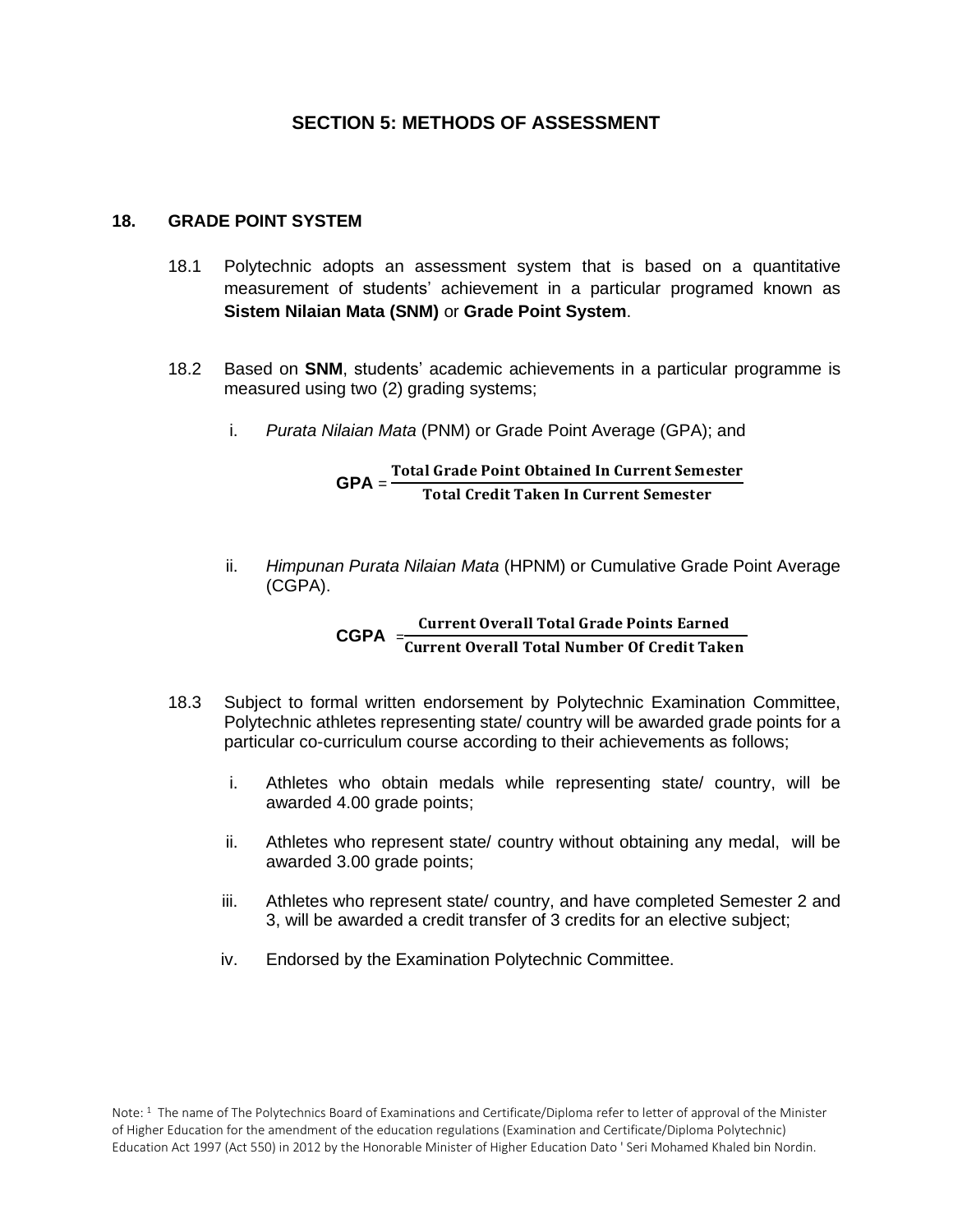## SECTION 5: METHODS OF ASSESSMENT

### 18. GRADE POINT SYSTEM

18.1 Polytechnic adopts an assessment system that is based on a quantitative measurement of students' achievement in a particular programed known as **Sistem Nilaian Mata (SNM)** or **Grade Point System**.

18.2 Based on **SNM**, students' academic achievements in a particular programme is measured using two (2) grading systems;

i. *Purata Nilaian Mata* (PNM) or Grade Point Average (GPA); and

$$\textbf{GPA} = \frac{\textbf{Total Grade Point Obtained In Current Semester}}{\textbf{Total Credit Taken In Current Semester}}$$

ii. *Himpunan Purata Nilaian Mata* (HPNM) or Cumulative Grade Point Average (CGPA).

$$\textbf{CGPA} = \frac{\textbf{Current Overall Total Grade Points Earned}}{\textbf{Current Overall Total Number Of Credit Taken}}$$

18.3 Subject to formal written endorsement by Polytechnic Examination Committee, Polytechnic athletes representing state/ country will be awarded grade points for a particular co-curriculum course according to their achievements as follows;

i. Athletes who obtain medals while representing state/ country, will be awarded 4.00 grade points;

ii. Athletes who represent state/ country without obtaining any medal, will be awarded 3.00 grade points;

iii. Athletes who represent state/ country, and have completed Semester 2 and 3, will be awarded a credit transfer of 3 credits for an elective subject;

iv. Endorsed by the Examination Polytechnic Committee.

Note: [1] The name of The Polytechnics Board of Examinations and Certificate/Diploma refer to letter of approval of the Minister of Higher Education for the amendment of the education regulations (Examination and Certificate/Diploma Polytechnic) Education Act 1997 (Act 550) in 2012 by the Honorable Minister of Higher Education Dato ' Seri Mohamed Khaled bin Nordin.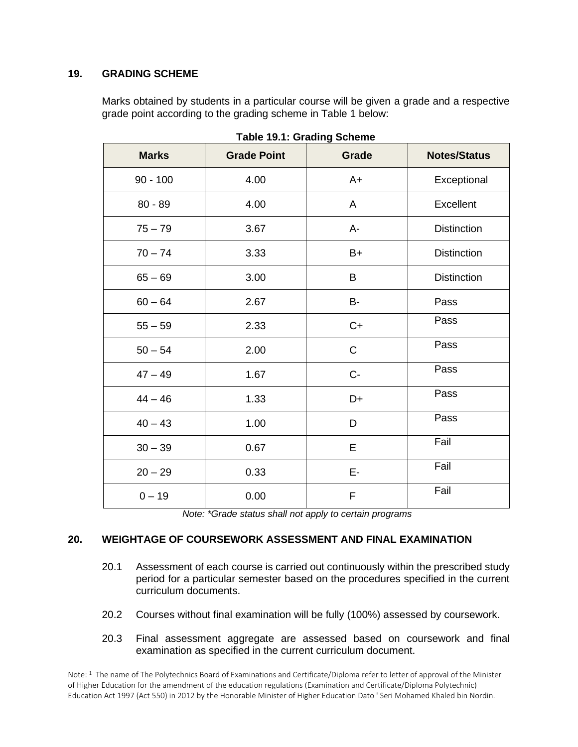## 19. GRADING SCHEME

Marks obtained by students in a particular course will be given a grade and a respective grade point according to the grading scheme in Table 1 below:

**Table 19.1: Grading Scheme**

| Marks | Grade Point | Grade | Notes/Status |
|---|---|---|---|
| 90 - 100 | 4.00 | A+ | Exceptional |
| 80 - 89 | 4.00 | A | Excellent |
| 75 – 79 | 3.67 | A- | Distinction |
| 70 – 74 | 3.33 | B+ | Distinction |
| 65 – 69 | 3.00 | B | Distinction |
| 60 – 64 | 2.67 | B- | Pass |
| 55 – 59 | 2.33 | C+ | Pass |
| 50 – 54 | 2.00 | C | Pass |
| 47 – 49 | 1.67 | C- | Pass |
| 44 – 46 | 1.33 | D+ | Pass |
| 40 – 43 | 1.00 | D | Pass |
| 30 – 39 | 0.67 | E | Fail |
| 20 – 29 | 0.33 | E- | Fail |
| 0 – 19 | 0.00 | F | Fail |

*Note: *Grade status shall not apply to certain programs*

## 20. WEIGHTAGE OF COURSEWORK ASSESSMENT AND FINAL EXAMINATION

20.1 Assessment of each course is carried out continuously within the prescribed study period for a particular semester based on the procedures specified in the current curriculum documents.

20.2 Courses without final examination will be fully (100%) assessed by coursework.

20.3 Final assessment aggregate are assessed based on coursework and final examination as specified in the current curriculum document.

Note: [1] The name of The Polytechnics Board of Examinations and Certificate/Diploma refer to letter of approval of the Minister of Higher Education for the amendment of the education regulations (Examination and Certificate/Diploma Polytechnic) Education Act 1997 (Act 550) in 2012 by the Honorable Minister of Higher Education Dato ' Seri Mohamed Khaled bin Nordin.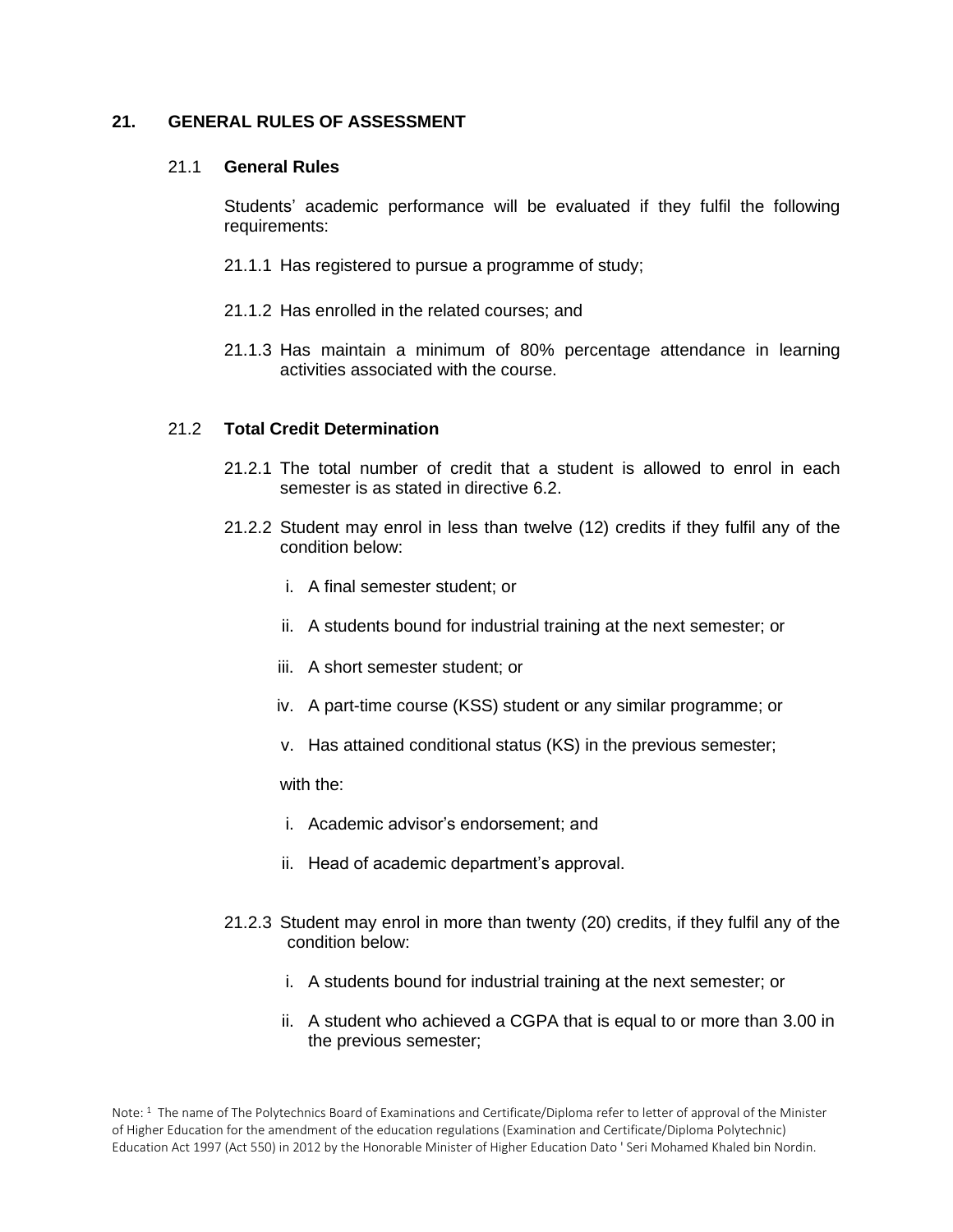## 21. GENERAL RULES OF ASSESSMENT

### 21.1 General Rules

Students' academic performance will be evaluated if they fulfil the following requirements:

21.1.1 Has registered to pursue a programme of study;

21.1.2 Has enrolled in the related courses; and

21.1.3 Has maintain a minimum of 80% percentage attendance in learning activities associated with the course.

### 21.2 Total Credit Determination

21.2.1 The total number of credit that a student is allowed to enrol in each semester is as stated in directive 6.2.

21.2.2 Student may enrol in less than twelve (12) credits if they fulfil any of the condition below:

i. A final semester student; or

ii. A students bound for industrial training at the next semester; or

iii. A short semester student; or

iv. A part-time course (KSS) student or any similar programme; or

v. Has attained conditional status (KS) in the previous semester;

with the:

i. Academic advisor's endorsement; and

ii. Head of academic department's approval.

21.2.3 Student may enrol in more than twenty (20) credits, if they fulfil any of the condition below:

i. A students bound for industrial training at the next semester; or

ii. A student who achieved a CGPA that is equal to or more than 3.00 in the previous semester;

Note: [1] The name of The Polytechnics Board of Examinations and Certificate/Diploma refer to letter of approval of the Minister of Higher Education for the amendment of the education regulations (Examination and Certificate/Diploma Polytechnic) Education Act 1997 (Act 550) in 2012 by the Honorable Minister of Higher Education Dato ' Seri Mohamed Khaled bin Nordin.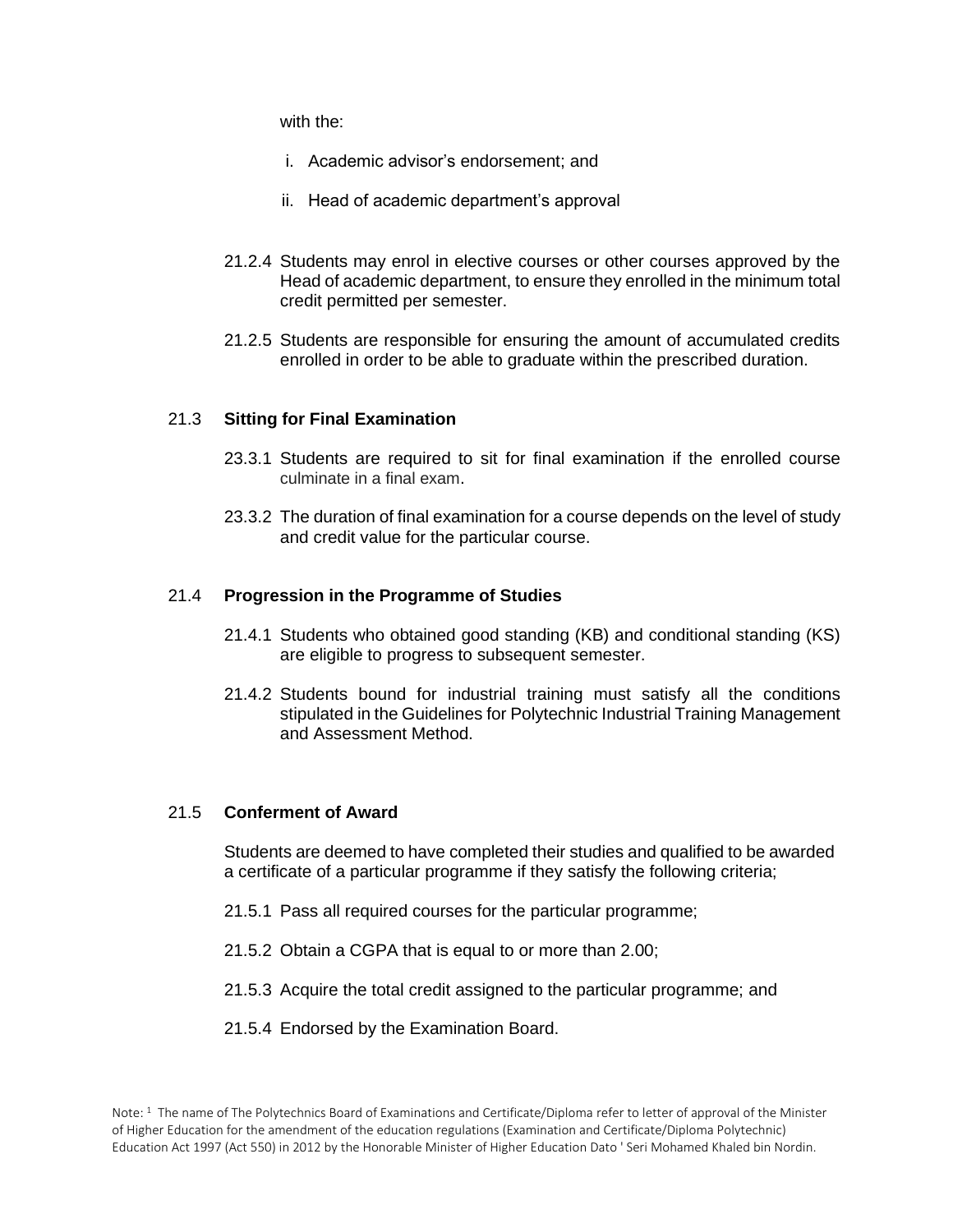with the:

i. Academic advisor’s endorsement; and

ii. Head of academic department’s approval

21.2.4 Students may enrol in elective courses or other courses approved by the Head of academic department, to ensure they enrolled in the minimum total credit permitted per semester.

21.2.5 Students are responsible for ensuring the amount of accumulated credits enrolled in order to be able to graduate within the prescribed duration.

### 21.3 **Sitting for Final Examination**

23.3.1 Students are required to sit for final examination if the enrolled course culminate in a final exam.

23.3.2 The duration of final examination for a course depends on the level of study and credit value for the particular course.

### 21.4 **Progression in the Programme of Studies**

21.4.1 Students who obtained good standing (KB) and conditional standing (KS) are eligible to progress to subsequent semester.

21.4.2 Students bound for industrial training must satisfy all the conditions stipulated in the Guidelines for Polytechnic Industrial Training Management and Assessment Method.

### 21.5 **Conferment of Award**

Students are deemed to have completed their studies and qualified to be awarded a certificate of a particular programme if they satisfy the following criteria;

21.5.1 Pass all required courses for the particular programme;

21.5.2 Obtain a CGPA that is equal to or more than 2.00;

21.5.3 Acquire the total credit assigned to the particular programme; and

21.5.4 Endorsed by the Examination Board.

Note: [1] The name of The Polytechnics Board of Examinations and Certificate/Diploma refer to letter of approval of the Minister of Higher Education for the amendment of the education regulations (Examination and Certificate/Diploma Polytechnic) Education Act 1997 (Act 550) in 2012 by the Honorable Minister of Higher Education Dato ' Seri Mohamed Khaled bin Nordin.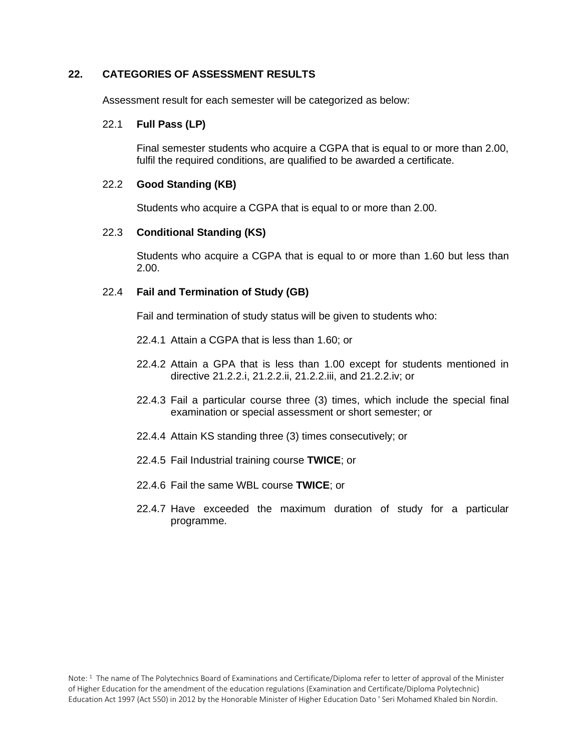## 22. CATEGORIES OF ASSESSMENT RESULTS

Assessment result for each semester will be categorized as below:

### 22.1 **Full Pass (LP)**

Final semester students who acquire a CGPA that is equal to or more than 2.00, fulfil the required conditions, are qualified to be awarded a certificate.

### 22.2 **Good Standing (KB)**

Students who acquire a CGPA that is equal to or more than 2.00.

### 22.3 **Conditional Standing (KS)**

Students who acquire a CGPA that is equal to or more than 1.60 but less than 2.00.

### 22.4 **Fail and Termination of Study (GB)**

Fail and termination of study status will be given to students who:

22.4.1 Attain a CGPA that is less than 1.60; or

22.4.2 Attain a GPA that is less than 1.00 except for students mentioned in directive 21.2.2.i, 21.2.2.ii, 21.2.2.iii, and 21.2.2.iv; or

22.4.3 Fail a particular course three (3) times, which include the special final examination or special assessment or short semester; or

22.4.4 Attain KS standing three (3) times consecutively; or

22.4.5 Fail Industrial training course **TWICE**; or

22.4.6 Fail the same WBL course **TWICE**; or

22.4.7 Have exceeded the maximum duration of study for a particular programme.

Note: [1] The name of The Polytechnics Board of Examinations and Certificate/Diploma refer to letter of approval of the Minister of Higher Education for the amendment of the education regulations (Examination and Certificate/Diploma Polytechnic) Education Act 1997 (Act 550) in 2012 by the Honorable Minister of Higher Education Dato ' Seri Mohamed Khaled bin Nordin.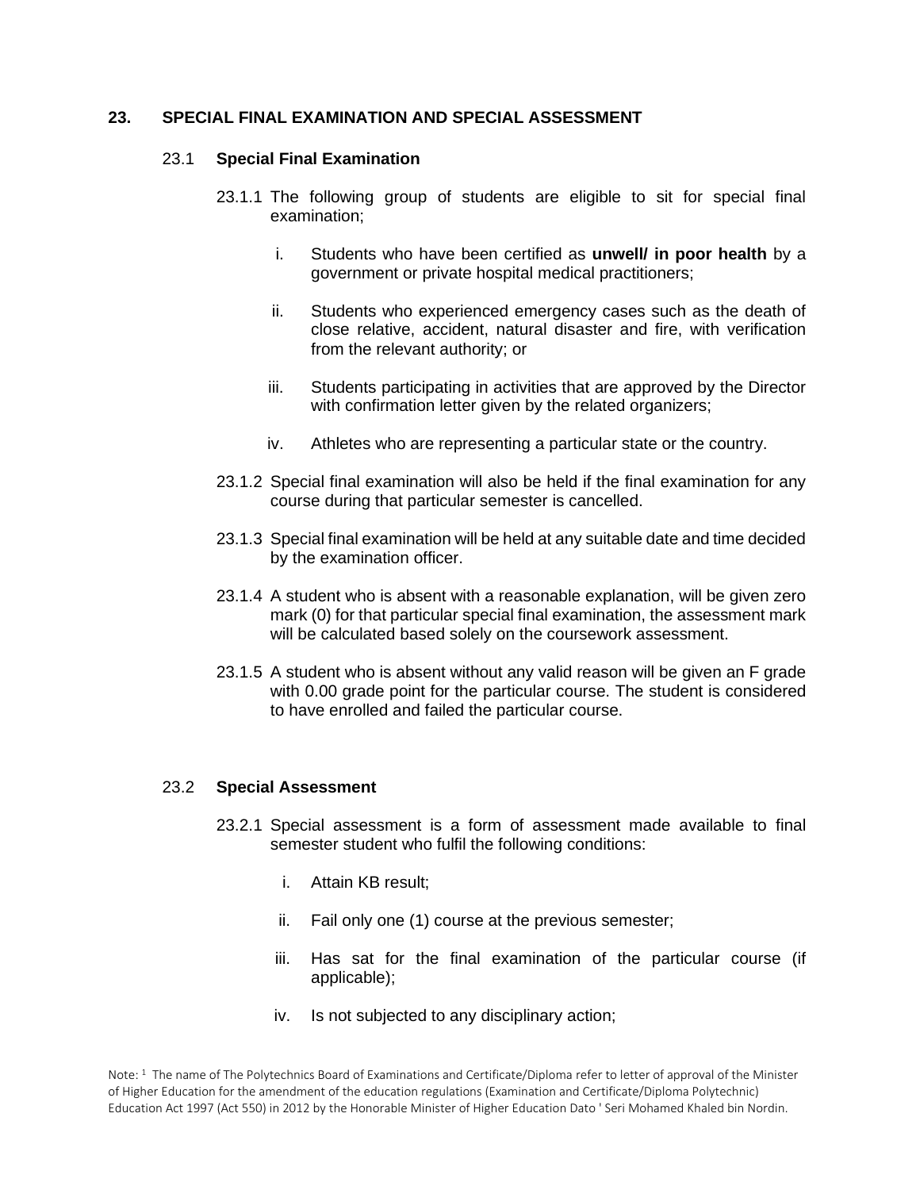## 23. SPECIAL FINAL EXAMINATION AND SPECIAL ASSESSMENT

### 23.1 Special Final Examination

23.1.1 The following group of students are eligible to sit for special final examination;

i. Students who have been certified as **unwell/ in poor health** by a government or private hospital medical practitioners;

ii. Students who experienced emergency cases such as the death of close relative, accident, natural disaster and fire, with verification from the relevant authority; or

iii. Students participating in activities that are approved by the Director with confirmation letter given by the related organizers;

iv. Athletes who are representing a particular state or the country.

23.1.2 Special final examination will also be held if the final examination for any course during that particular semester is cancelled.

23.1.3 Special final examination will be held at any suitable date and time decided by the examination officer.

23.1.4 A student who is absent with a reasonable explanation, will be given zero mark (0) for that particular special final examination, the assessment mark will be calculated based solely on the coursework assessment.

23.1.5 A student who is absent without any valid reason will be given an F grade with 0.00 grade point for the particular course. The student is considered to have enrolled and failed the particular course.

### 23.2 Special Assessment

23.2.1 Special assessment is a form of assessment made available to final semester student who fulfil the following conditions:

i. Attain KB result;

ii. Fail only one (1) course at the previous semester;

iii. Has sat for the final examination of the particular course (if applicable);

iv. Is not subjected to any disciplinary action;

Note: [1] The name of The Polytechnics Board of Examinations and Certificate/Diploma refer to letter of approval of the Minister of Higher Education for the amendment of the education regulations (Examination and Certificate/Diploma Polytechnic) Education Act 1997 (Act 550) in 2012 by the Honorable Minister of Higher Education Dato ' Seri Mohamed Khaled bin Nordin.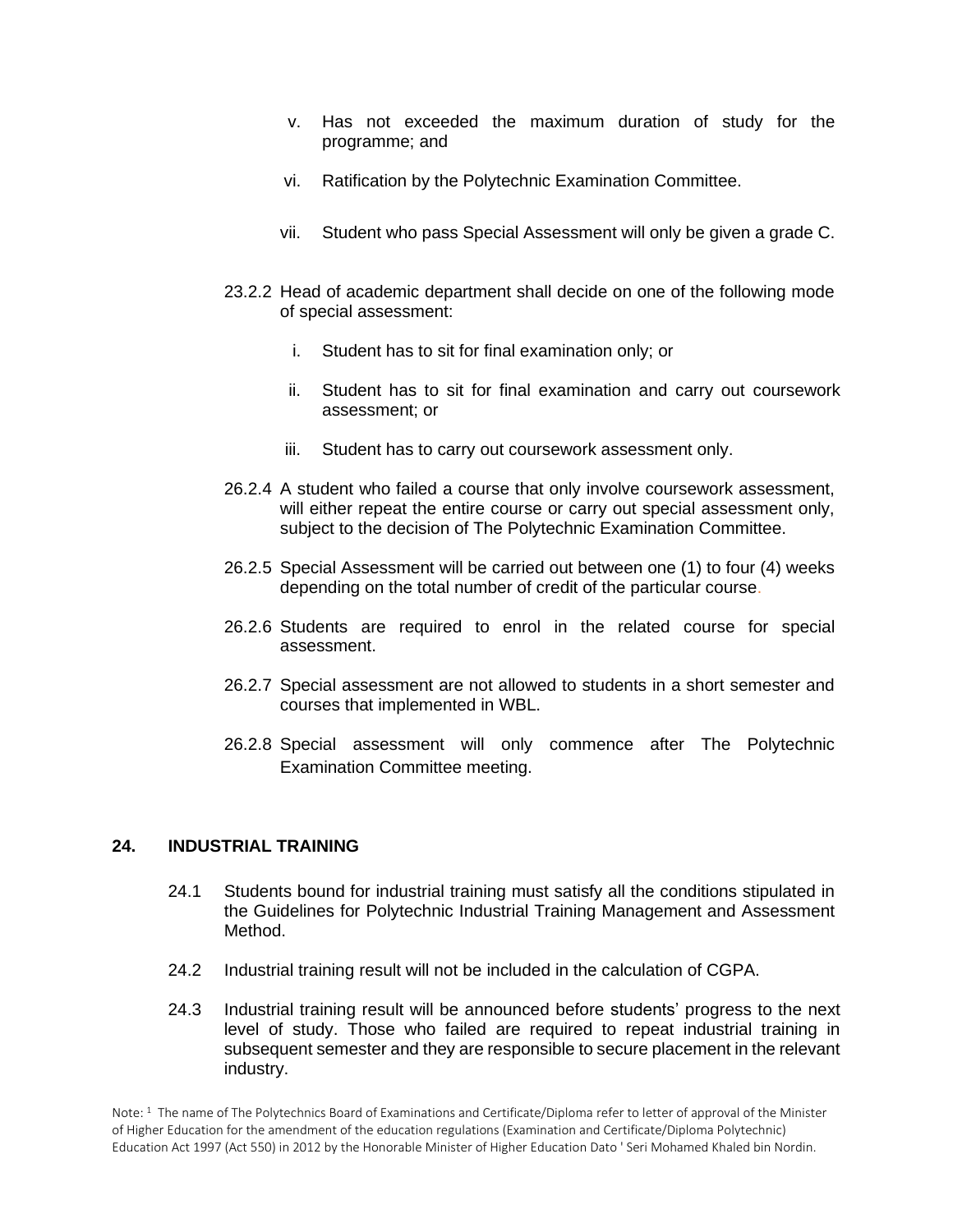v. Has not exceeded the maximum duration of study for the programme; and

vi. Ratification by the Polytechnic Examination Committee.

vii. Student who pass Special Assessment will only be given a grade C.

23.2.2 Head of academic department shall decide on one of the following mode of special assessment:

i. Student has to sit for final examination only; or

ii. Student has to sit for final examination and carry out coursework assessment; or

iii. Student has to carry out coursework assessment only.

26.2.4 A student who failed a course that only involve coursework assessment, will either repeat the entire course or carry out special assessment only, subject to the decision of The Polytechnic Examination Committee.

26.2.5 Special Assessment will be carried out between one (1) to four (4) weeks depending on the total number of credit of the particular course.

26.2.6 Students are required to enrol in the related course for special assessment.

26.2.7 Special assessment are not allowed to students in a short semester and courses that implemented in WBL.

26.2.8 Special assessment will only commence after The Polytechnic Examination Committee meeting.

## 24. INDUSTRIAL TRAINING

24.1 Students bound for industrial training must satisfy all the conditions stipulated in the Guidelines for Polytechnic Industrial Training Management and Assessment Method.

24.2 Industrial training result will not be included in the calculation of CGPA.

24.3 Industrial training result will be announced before students' progress to the next level of study. Those who failed are required to repeat industrial training in subsequent semester and they are responsible to secure placement in the relevant industry.

Note: [1] The name of The Polytechnics Board of Examinations and Certificate/Diploma refer to letter of approval of the Minister of Higher Education for the amendment of the education regulations (Examination and Certificate/Diploma Polytechnic) Education Act 1997 (Act 550) in 2012 by the Honorable Minister of Higher Education Dato ' Seri Mohamed Khaled bin Nordin.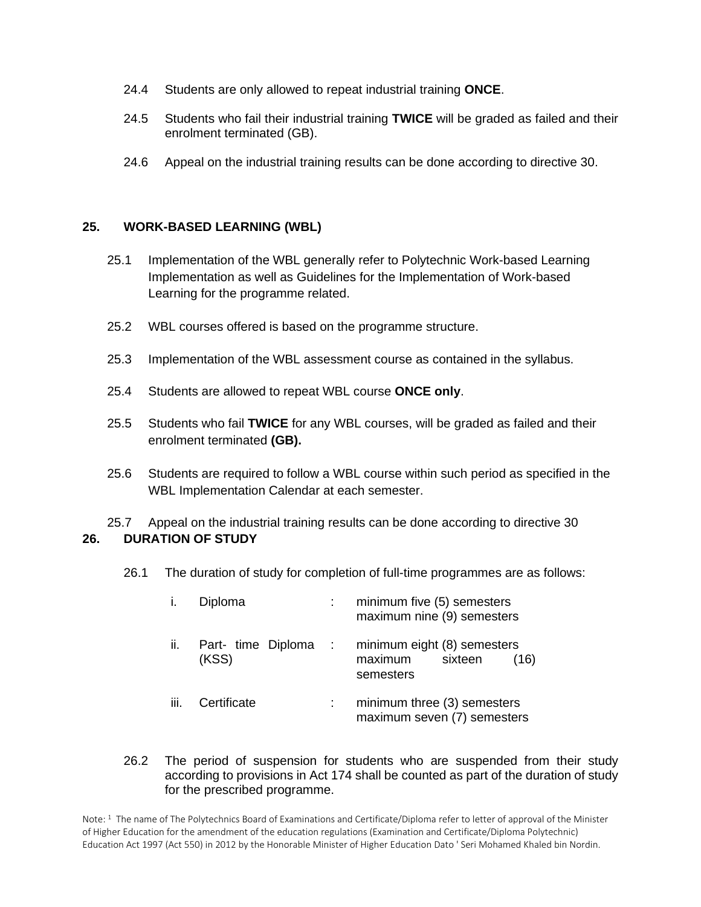24.4 Students are only allowed to repeat industrial training **ONCE**.

24.5 Students who fail their industrial training **TWICE** will be graded as failed and their enrolment terminated (GB).

24.6 Appeal on the industrial training results can be done according to directive 30.

## 25. WORK-BASED LEARNING (WBL)

25.1 Implementation of the WBL generally refer to Polytechnic Work-based Learning Implementation as well as Guidelines for the Implementation of Work-based Learning for the programme related.

25.2 WBL courses offered is based on the programme structure.

25.3 Implementation of the WBL assessment course as contained in the syllabus.

25.4 Students are allowed to repeat WBL course **ONCE only**.

25.5 Students who fail **TWICE** for any WBL courses, will be graded as failed and their enrolment terminated **(GB).**

25.6 Students are required to follow a WBL course within such period as specified in the WBL Implementation Calendar at each semester.

25.7 Appeal on the industrial training results can be done according to directive 30

## 26. DURATION OF STUDY

26.1 The duration of study for completion of full-time programmes are as follows:

| | | | |
|---|---|---|---|
| i. | Diploma | : | minimum five (5) semesters<br>maximum nine (9) semesters |
| ii. | Part- time Diploma (KSS) | : | minimum eight (8) semesters<br>maximum sixteen (16) semesters |
| iii. | Certificate | : | minimum three (3) semesters<br>maximum seven (7) semesters |

26.2 The period of suspension for students who are suspended from their study according to provisions in Act 174 shall be counted as part of the duration of study for the prescribed programme.

Note: [1] The name of The Polytechnics Board of Examinations and Certificate/Diploma refer to letter of approval of the Minister of Higher Education for the amendment of the education regulations (Examination and Certificate/Diploma Polytechnic) Education Act 1997 (Act 550) in 2012 by the Honorable Minister of Higher Education Dato ' Seri Mohamed Khaled bin Nordin.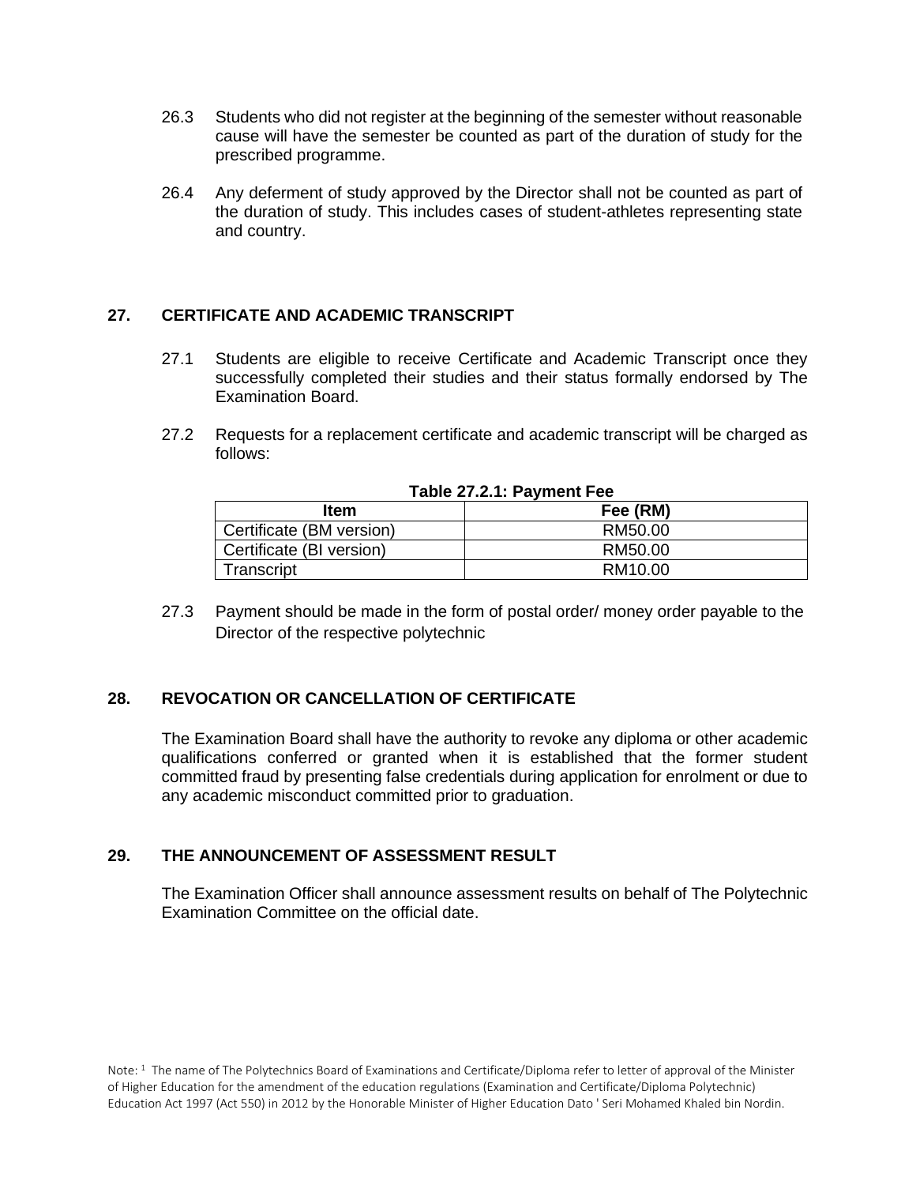26.3 Students who did not register at the beginning of the semester without reasonable cause will have the semester be counted as part of the duration of study for the prescribed programme.

26.4 Any deferment of study approved by the Director shall not be counted as part of the duration of study. This includes cases of student-athletes representing state and country.

## 27. CERTIFICATE AND ACADEMIC TRANSCRIPT

27.1 Students are eligible to receive Certificate and Academic Transcript once they successfully completed their studies and their status formally endorsed by The Examination Board.

27.2 Requests for a replacement certificate and academic transcript will be charged as follows:

**Table 27.2.1: Payment Fee**

| Item | Fee (RM) |
|---|---|
| Certificate (BM version) | RM50.00 |
| Certificate (BI version) | RM50.00 |
| Transcript | RM10.00 |

27.3 Payment should be made in the form of postal order/ money order payable to the Director of the respective polytechnic

## 28. REVOCATION OR CANCELLATION OF CERTIFICATE

The Examination Board shall have the authority to revoke any diploma or other academic qualifications conferred or granted when it is established that the former student committed fraud by presenting false credentials during application for enrolment or due to any academic misconduct committed prior to graduation.

## 29. THE ANNOUNCEMENT OF ASSESSMENT RESULT

The Examination Officer shall announce assessment results on behalf of The Polytechnic Examination Committee on the official date.

Note: [1] The name of The Polytechnics Board of Examinations and Certificate/Diploma refer to letter of approval of the Minister of Higher Education for the amendment of the education regulations (Examination and Certificate/Diploma Polytechnic) Education Act 1997 (Act 550) in 2012 by the Honorable Minister of Higher Education Dato ' Seri Mohamed Khaled bin Nordin.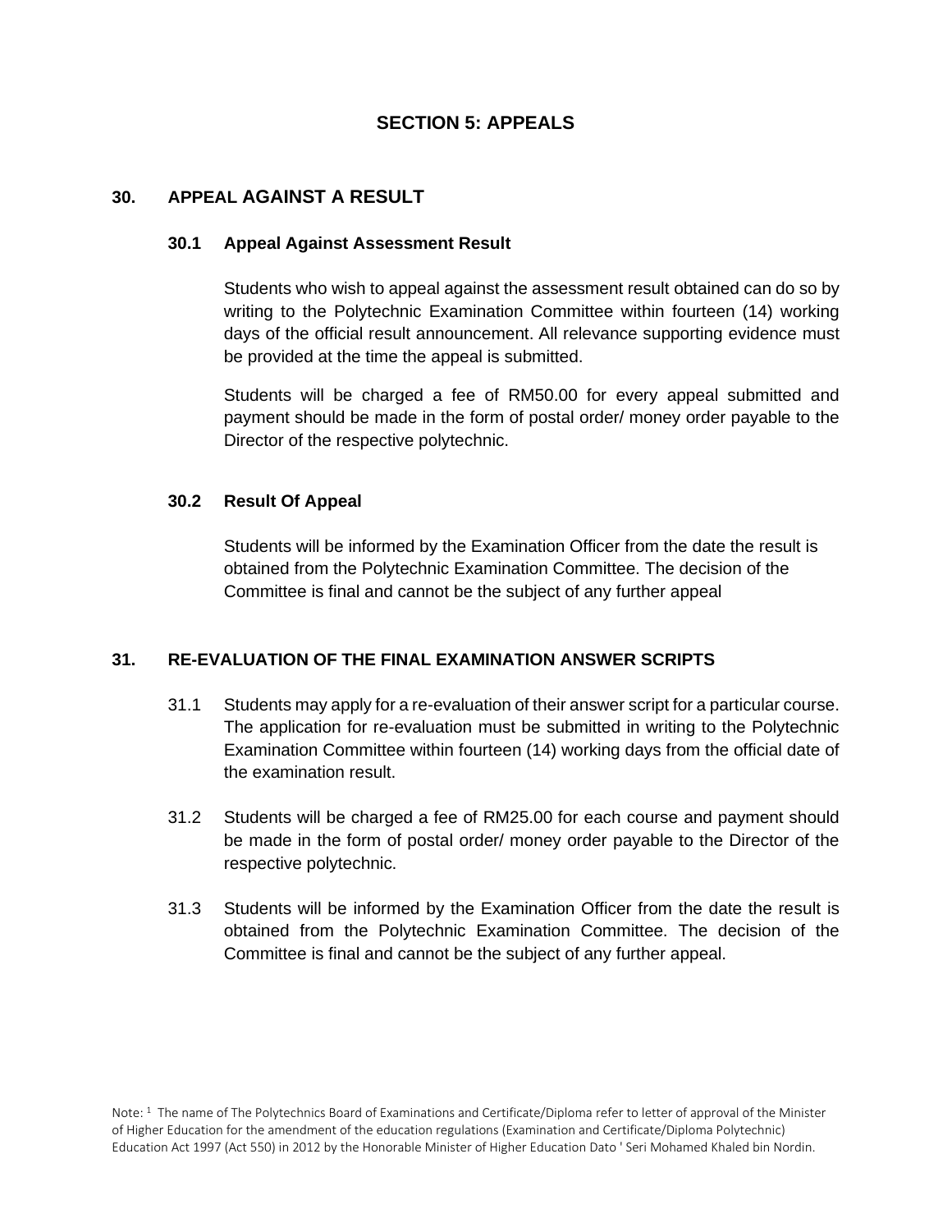# SECTION 5: APPEALS

## 30. APPEAL AGAINST A RESULT

### 30.1 Appeal Against Assessment Result

Students who wish to appeal against the assessment result obtained can do so by writing to the Polytechnic Examination Committee within fourteen (14) working days of the official result announcement. All relevance supporting evidence must be provided at the time the appeal is submitted.

Students will be charged a fee of RM50.00 for every appeal submitted and payment should be made in the form of postal order/ money order payable to the Director of the respective polytechnic.

### 30.2 Result Of Appeal

Students will be informed by the Examination Officer from the date the result is obtained from the Polytechnic Examination Committee. The decision of the Committee is final and cannot be the subject of any further appeal

## 31. RE-EVALUATION OF THE FINAL EXAMINATION ANSWER SCRIPTS

31.1 Students may apply for a re-evaluation of their answer script for a particular course. The application for re-evaluation must be submitted in writing to the Polytechnic Examination Committee within fourteen (14) working days from the official date of the examination result.

31.2 Students will be charged a fee of RM25.00 for each course and payment should be made in the form of postal order/ money order payable to the Director of the respective polytechnic.

31.3 Students will be informed by the Examination Officer from the date the result is obtained from the Polytechnic Examination Committee. The decision of the Committee is final and cannot be the subject of any further appeal.

Note: [1] The name of The Polytechnics Board of Examinations and Certificate/Diploma refer to letter of approval of the Minister of Higher Education for the amendment of the education regulations (Examination and Certificate/Diploma Polytechnic) Education Act 1997 (Act 550) in 2012 by the Honorable Minister of Higher Education Dato ' Seri Mohamed Khaled bin Nordin.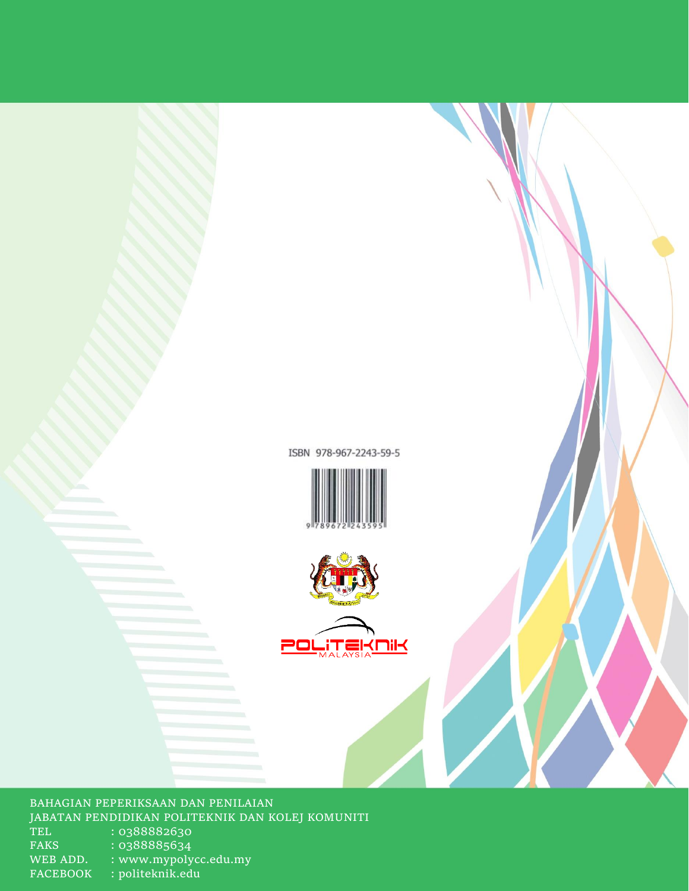ISBN 978-967-2243-59-5

9 789672 243595

BAHAGIAN PEPERIKSAAN DAN PENILAIAN
JABATAN PENDIDIKAN POLITEKNIK DAN KOLEJ KOMUNITI

TEL : 0388882630
FAKS : 0388885634
WEB ADD. : www.mypolycc.edu.my
FACEBOOK : politeknik.edu